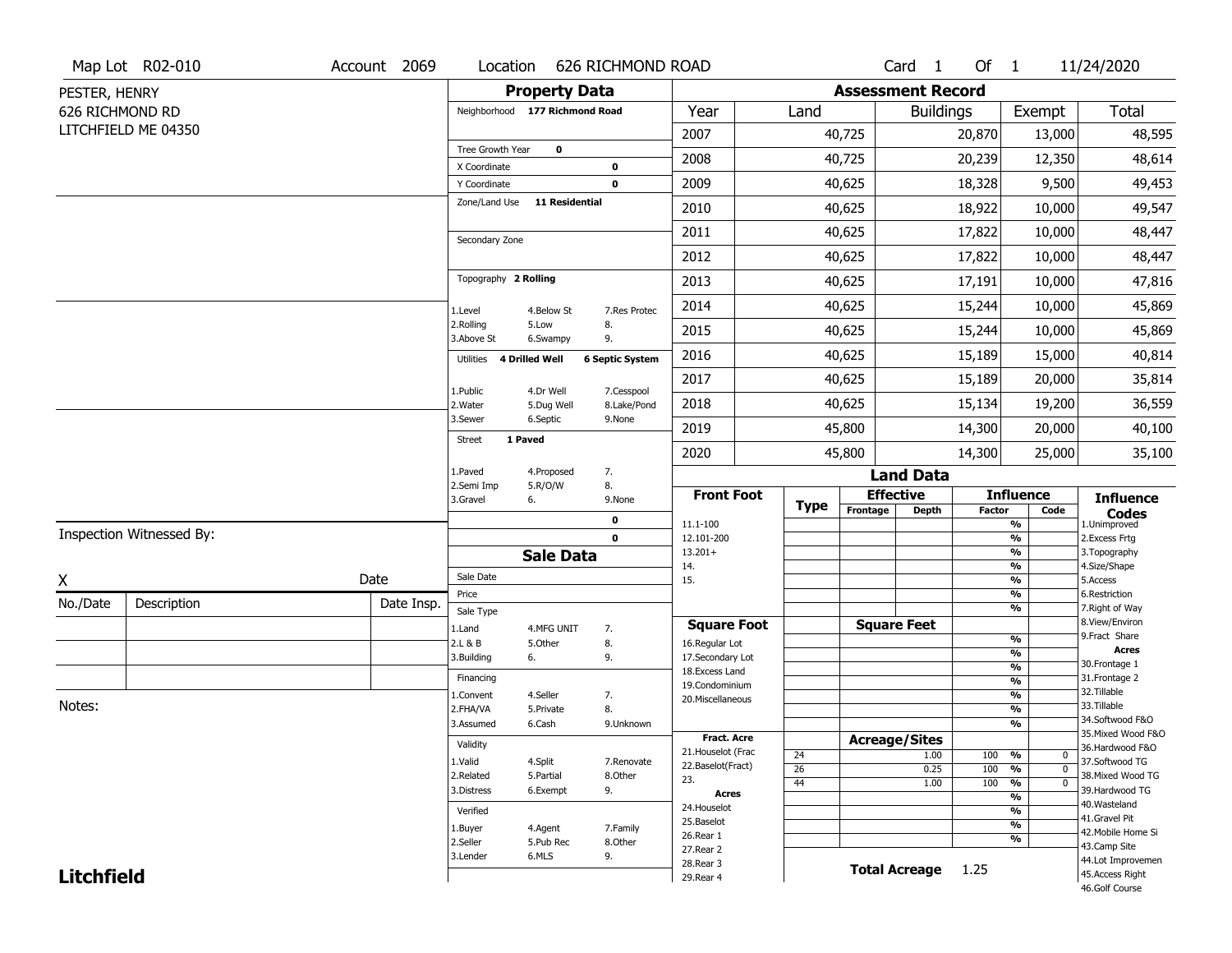Map Lot R02-010 | Account 2069 | Location 626 RICHMOND ROAD | Card 1 Of 1 | 11/24/2020

PESTER, HENRY
626 RICHMOND RD
LITCHFIELD ME 04350

## Property Data

Neighborhood **177 Richmond Road**

Tree Growth Year **0**
X Coordinate **0**
Y Coordinate **0**
Zone/Land Use **11 Residential**

Secondary Zone

Topography **2 Rolling**

1.Level 4.Below St 7.Res Protec
2.Rolling 5.Low 8.
3.Above St 6.Swampy 9.

Utilities **4 Drilled Well** **6 Septic System**

1.Public 4.Dr Well 7.Cesspool
2.Water 5.Dug Well 8.Lake/Pond
3.Sewer 6.Septic 9.None

Street **1 Paved**

1.Paved 4.Proposed 7.
2.Semi Imp 5.R/O/W 8.
3.Gravel 6. 9.None

**0**
**0**

## Assessment Record

| Year | Land | Buildings | Exempt | Total |
|---|---|---|---|---|
| 2007 | 40,725 | 20,870 | 13,000 | 48,595 |
| 2008 | 40,725 | 20,239 | 12,350 | 48,614 |
| 2009 | 40,625 | 18,328 | 9,500 | 49,453 |
| 2010 | 40,625 | 18,922 | 10,000 | 49,547 |
| 2011 | 40,625 | 17,822 | 10,000 | 48,447 |
| 2012 | 40,625 | 17,822 | 10,000 | 48,447 |
| 2013 | 40,625 | 17,191 | 10,000 | 47,816 |
| 2014 | 40,625 | 15,244 | 10,000 | 45,869 |
| 2015 | 40,625 | 15,244 | 10,000 | 45,869 |
| 2016 | 40,625 | 15,189 | 15,000 | 40,814 |
| 2017 | 40,625 | 15,189 | 20,000 | 35,814 |
| 2018 | 40,625 | 15,134 | 19,200 | 36,559 |
| 2019 | 45,800 | 14,300 | 20,000 | 40,100 |
| 2020 | 45,800 | 14,300 | 25,000 | 35,100 |

Inspection Witnessed By:

X Date

| No./Date | Description | Date Insp. |
|---|---|---|
| | | |
| | | |
| | | |

Notes:

## Sale Data

Sale Date
Price
Sale Type
1.Land 4.MFG UNIT 7.
2.L & B 5.Other 8.
3.Building 6. 9.

Financing
1.Convent 4.Seller 7.
2.FHA/VA 5.Private 8.
3.Assumed 6.Cash 9.Unknown

Validity
1.Valid 4.Split 7.Renovate
2.Related 5.Partial 8.Other
3.Distress 6.Exempt 9.

Verified
1.Buyer 4.Agent 7.Family
2.Seller 5.Pub Rec 8.Other
3.Lender 6.MLS 9.

## Land Data

| Front Foot | Type | Effective Frontage | Effective Depth | Influence Factor | Influence Code |
|---|---|---|---|---|---|
| 11.1-100 | | | | % | |
| 12.101-200 | | | | % | |
| 13.201+ | | | | % | |
| 14. | | | | % | |
| 15. | | | | % | |
| | | | | % | |
| | | | | % | |

| Square Foot | | Square Feet | Factor | |
|---|---|---|---|---|
| 16.Regular Lot | | | % | |
| 17.Secondary Lot | | | % | |
| 18.Excess Land | | | % | |
| 19.Condominium | | | % | |
| 20.Miscellaneous | | | % | |
| | | | % | |
| | | | % | |

| Fract. Acre / Acres | Type | Acreage/Sites | Factor | Code |
|---|---|---|---|---|
| 21.Houselot (Frac | 24 | 1.00 | 100 % | 0 |
| 22.Baselot(Fract) | 26 | 0.25 | 100 % | 0 |
| 23. | 44 | 1.00 | 100 % | 0 |
| 24.Houselot | | | % | |
| 25.Baselot | | | % | |
| 26.Rear 1 | | | % | |
| 27.Rear 2 | | | % | |
| 28.Rear 3 | | | | |
| 29.Rear 4 | | | | |

**Total Acreage** 1.25

**Influence Codes**
1.Unimproved
2.Excess Frtg
3.Topography
4.Size/Shape
5.Access
6.Restriction
7.Right of Way
8.View/Environ
9.Fract Share

**Acres**
30.Frontage 1
31.Frontage 2
32.Tillable
33.Tillable
34.Softwood F&O
35.Mixed Wood F&O
36.Hardwood F&O
37.Softwood TG
38.Mixed Wood TG
39.Hardwood TG
40.Wasteland
41.Gravel Pit
42.Mobile Home Si
43.Camp Site
44.Lot Improvemen
45.Access Right
46.Golf Course

**Litchfield**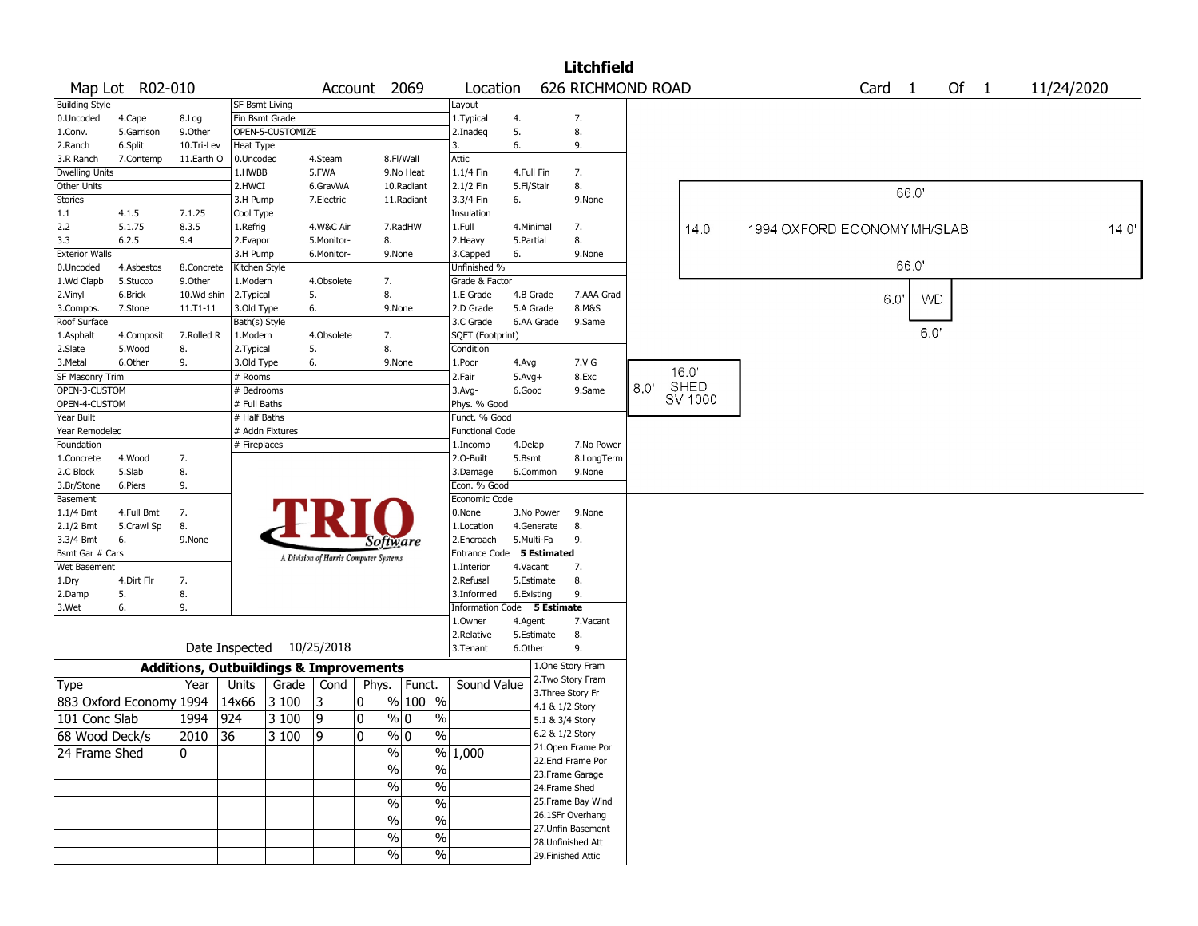# Litchfield

**Map Lot** R02-010 | **Account** 2069 | **Location** 626 RICHMOND ROAD | **Card** 1 **Of** 1 | 11/24/2020

| Building Style | | | SF Bsmt Living | | | Layout | | |
|---|---|---|---|---|---|---|---|---|
| 0.Uncoded | 4.Cape | 8.Log | Fin Bsmt Grade | | | 1.Typical | 4. | 7. |
| 1.Conv. | 5.Garrison | 9.Other | OPEN-5-CUSTOMIZE | | | 2.Inadeq | 5. | 8. |
| 2.Ranch | 6.Split | 10.Tri-Lev | Heat Type | | | 3. | 6. | 9. |
| 3.R Ranch | 7.Contemp | 11.Earth O | 0.Uncoded | 4.Steam | 8.Fl/Wall | Attic | | |
| Dwelling Units | | | 1.HWBB | 5.FWA | 9.No Heat | 1.1/4 Fin | 4.Full Fin | 7. |
| Other Units | | | 2.HWCI | 6.GravWA | 10.Radiant | 2.1/2 Fin | 5.Fl/Stair | 8. |
| Stories | | | 3.H Pump | 7.Electric | 11.Radiant | 3.3/4 Fin | 6. | 9.None |
| 1.1 | 4.1.5 | 7.1.25 | Cool Type | | | Insulation | | |
| 2.2 | 5.1.75 | 8.3.5 | 1.Refrig | 4.W&C Air | 7.RadHW | 1.Full | 4.Minimal | 7. |
| 3.3 | 6.2.5 | 9.4 | 2.Evapor | 5.Monitor- | 8. | 2.Heavy | 5.Partial | 8. |
| Exterior Walls | | | 3.H Pump | 6.Monitor- | 9.None | 3.Capped | 6. | 9.None |
| 0.Uncoded | 4.Asbestos | 8.Concrete | Kitchen Style | | | Unfinished % | | |
| 1.Wd Clapb | 5.Stucco | 9.Other | 1.Modern | 4.Obsolete | 7. | Grade & Factor | | |
| 2.Vinyl | 6.Brick | 10.Wd shin | 2.Typical | 5. | 8. | 1.E Grade | 4.B Grade | 7.AAA Grad |
| 3.Compos. | 7.Stone | 11.T1-11 | 3.Old Type | 6. | 9.None | 2.D Grade | 5.A Grade | 8.M&S |
| Roof Surface | | | Bath(s) Style | | | 3.C Grade | 6.AA Grade | 9.Same |
| 1.Asphalt | 4.Composit | 7.Rolled R | 1.Modern | 4.Obsolete | 7. | SQFT (Footprint) | | |
| 2.Slate | 5.Wood | 8. | 2.Typical | 5. | 8. | Condition | | |
| 3.Metal | 6.Other | 9. | 3.Old Type | 6. | 9.None | 1.Poor | 4.Avg | 7.V G |
| SF Masonry Trim | | | # Rooms | | | 2.Fair | 5.Avg+ | 8.Exc |
| OPEN-3-CUSTOM | | | # Bedrooms | | | 3.Avg- | 6.Good | 9.Same |
| OPEN-4-CUSTOM | | | # Full Baths | | | Phys. % Good | | |
| Year Built | | | # Half Baths | | | Funct. % Good | | |
| Year Remodeled | | | # Addn Fixtures | | | Functional Code | | |
| Foundation | | | # Fireplaces | | | 1.Incomp | 4.Delap | 7.No Power |
| 1.Concrete | 4.Wood | 7. | | | | 2.O-Built | 5.Bsmt | 8.LongTerm |
| 2.C Block | 5.Slab | 8. | | | | 3.Damage | 6.Common | 9.None |
| 3.Br/Stone | 6.Piers | 9. | | | | Econ. % Good | | |
| Basement | | | | | | Economic Code | | |
| 1.1/4 Bmt | 4.Full Bmt | 7. | | | | 0.None | 3.No Power | 9.None |
| 2.1/2 Bmt | 5.Crawl Sp | 8. | | | | 1.Location | 4.Generate | 8. |
| 3.3/4 Bmt | 6. | 9.None | | | | 2.Encroach | 5.Multi-Fa | 9. |
| Bsmt Gar # Cars | | | | | | Entrance Code | **5 Estimated** | |
| Wet Basement | | | | | | 1.Interior | 4.Vacant | 7. |
| 1.Dry | 4.Dirt Flr | 7. | | | | 2.Refusal | 5.Estimate | 8. |
| 2.Damp | 5. | 8. | | | | 3.Informed | 6.Existing | 9. |
| 3.Wet | 6. | 9. | | | | Information Code | **5 Estimate** | |
| | | | | | | 1.Owner | 4.Agent | 7.Vacant |
| | | | | | | 2.Relative | 5.Estimate | 8. |
| | | | Date Inspected 10/25/2018 | | | 3.Tenant | 6.Other | 9. |

TRIO Software — A Division of Harris Computer Systems

## Additions, Outbuildings & Improvements

| Type | Year | Units | Grade | Cond | Phys. | Funct. | Sound Value |
|---|---|---|---|---|---|---|---|
| 883 Oxford Economy | 1994 | 14x66 | 3 100 | 3 | 0 % | 100 % | |
| 101 Conc Slab | 1994 | 924 | 3 100 | 9 | 0 % | 0 % | |
| 68 Wood Deck/s | 2010 | 36 | 3 100 | 9 | 0 % | 0 % | |
| 24 Frame Shed | 0 | | | | % | % | 1,000 |
| | | | | | % | % | |
| | | | | | % | % | |
| | | | | | % | % | |
| | | | | | % | % | |
| | | | | | % | % | |
| | | | | | % | % | |

1.One Story Fram
2.Two Story Fram
3.Three Story Fr
4.1 & 1/2 Story
5.1 & 3/4 Story
6.2 & 1/2 Story
21.Open Frame Por
22.Encl Frame Por
23.Frame Garage
24.Frame Shed
25.Frame Bay Wind
26.1SFr Overhang
27.Unfin Basement
28.Unfinished Att
29.Finished Attic

Sketch: 1994 OXFORD ECONOMY MH/SLAB (66.0' x 14.0'); WD (6.0' x 6.0'); SHED SV 1000 (16.0' x 8.0')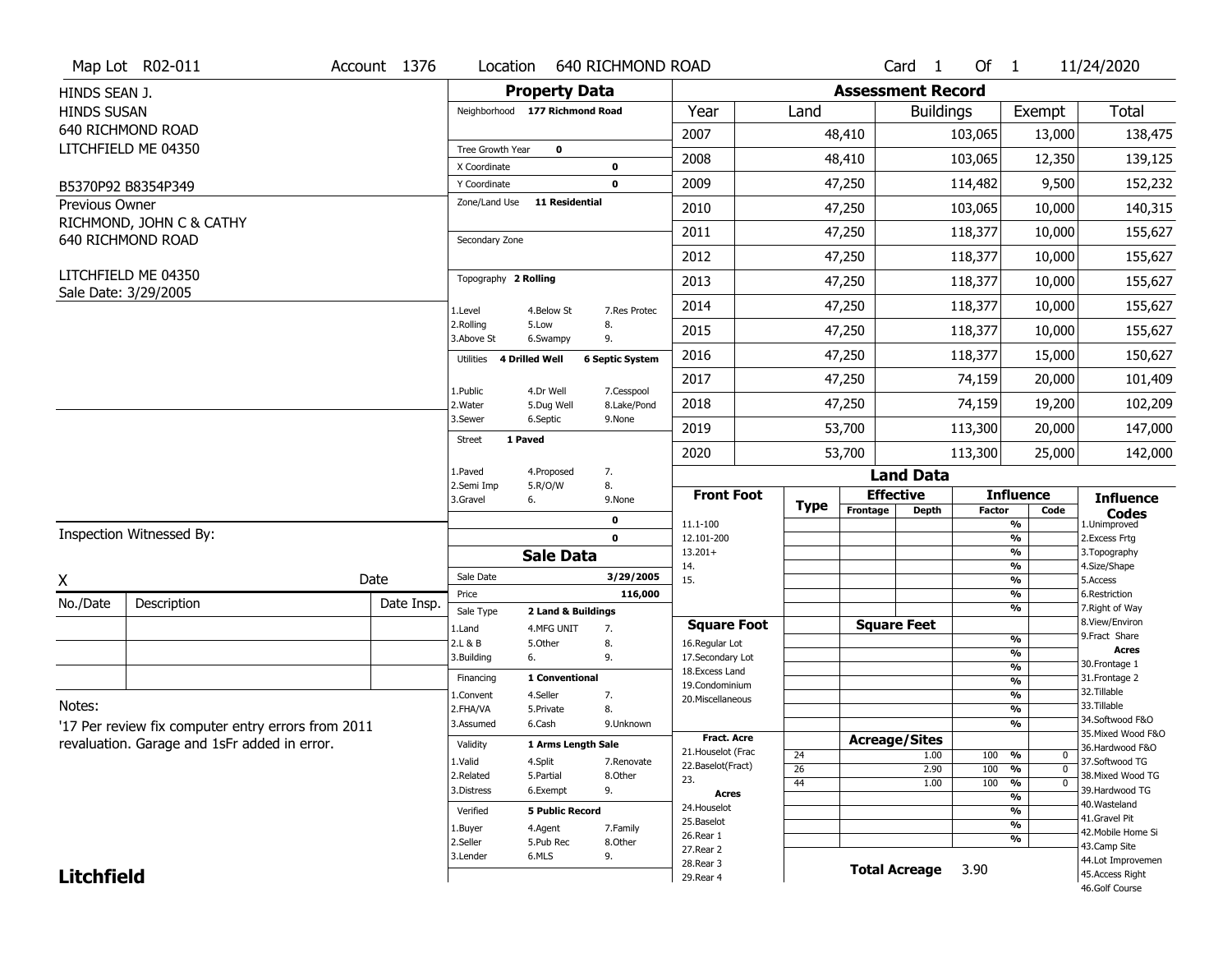Map Lot R02-011 | Account 1376 | Location 640 RICHMOND ROAD | Card 1 Of 1 | 11/24/2020

HINDS SEAN J.
HINDS SUSAN
640 RICHMOND ROAD
LITCHFIELD ME 04350

B5370P92 B8354P349

Previous Owner
RICHMOND, JOHN C & CATHY
640 RICHMOND ROAD

LITCHFIELD ME 04350
Sale Date: 3/29/2005

## Property Data

Neighborhood **177 Richmond Road**

Tree Growth Year **0**
X Coordinate **0**
Y Coordinate **0**
Zone/Land Use **11 Residential**

Secondary Zone

Topography **2 Rolling**

| | | |
|---|---|---|
| 1.Level | 4.Below St | 7.Res Protec |
| 2.Rolling | 5.Low | 8. |
| 3.Above St | 6.Swampy | 9. |

Utilities **4 Drilled Well** **6 Septic System**

| | | |
|---|---|---|
| 1.Public | 4.Dr Well | 7.Cesspool |
| 2.Water | 5.Dug Well | 8.Lake/Pond |
| 3.Sewer | 6.Septic | 9.None |

Street **1 Paved**

| | | |
|---|---|---|
| 1.Paved | 4.Proposed | 7. |
| 2.Semi Imp | 5.R/O/W | 8. |
| 3.Gravel | 6. | 9.None |

0
0

## Sale Data

Sale Date **3/29/2005**
Price **116,000**
Sale Type **2 Land & Buildings**

| | | |
|---|---|---|
| 1.Land | 4.MFG UNIT | 7. |
| 2.L & B | 5.Other | 8. |
| 3.Building | 6. | 9. |

Financing **1 Conventional**

| | | |
|---|---|---|
| 1.Convent | 4.Seller | 7. |
| 2.FHA/VA | 5.Private | 8. |
| 3.Assumed | 6.Cash | 9.Unknown |

Validity **1 Arms Length Sale**

| | | |
|---|---|---|
| 1.Valid | 4.Split | 7.Renovate |
| 2.Related | 5.Partial | 8.Other |
| 3.Distress | 6.Exempt | 9. |

Verified **5 Public Record**

| | | |
|---|---|---|
| 1.Buyer | 4.Agent | 7.Family |
| 2.Seller | 5.Pub Rec | 8.Other |
| 3.Lender | 6.MLS | 9. |

## Assessment Record

| Year | Land | Buildings | Exempt | Total |
|---|---|---|---|---|
| 2007 | 48,410 | 103,065 | 13,000 | 138,475 |
| 2008 | 48,410 | 103,065 | 12,350 | 139,125 |
| 2009 | 47,250 | 114,482 | 9,500 | 152,232 |
| 2010 | 47,250 | 103,065 | 10,000 | 140,315 |
| 2011 | 47,250 | 118,377 | 10,000 | 155,627 |
| 2012 | 47,250 | 118,377 | 10,000 | 155,627 |
| 2013 | 47,250 | 118,377 | 10,000 | 155,627 |
| 2014 | 47,250 | 118,377 | 10,000 | 155,627 |
| 2015 | 47,250 | 118,377 | 10,000 | 155,627 |
| 2016 | 47,250 | 118,377 | 15,000 | 150,627 |
| 2017 | 47,250 | 74,159 | 20,000 | 101,409 |
| 2018 | 47,250 | 74,159 | 19,200 | 102,209 |
| 2019 | 53,700 | 113,300 | 20,000 | 147,000 |
| 2020 | 53,700 | 113,300 | 25,000 | 142,000 |

## Land Data

| Front Foot | Type | Effective Frontage | Effective Depth | Influence Factor | Influence Code |
|---|---|---|---|---|---|
| 11.1-100 | | | | % | |
| 12.101-200 | | | | % | |
| 13.201+ | | | | % | |
| 14. | | | | % | |
| 15. | | | | % | |
| | | | | % | |
| | | | | % | |

| Square Foot | Square Feet | Influence Factor | Influence Code |
|---|---|---|---|
| 16.Regular Lot | | % | |
| 17.Secondary Lot | | % | |
| 18.Excess Land | | % | |
| 19.Condominium | | % | |
| 20.Miscellaneous | | % | |
| | | % | |
| | | % | |

| Fract. Acre | Type | Acreage/Sites | Influence Factor | Influence Code |
|---|---|---|---|---|
| 21.Houselot (Frac | 24 | 1.00 | 100 % | 0 |
| 22.Baselot(Fract) | 26 | 2.90 | 100 % | 0 |
| 23. | 44 | 1.00 | 100 % | 0 |
| **Acres** | | | % | |
| 24.Houselot | | | % | |
| 25.Baselot | | | % | |
| 26.Rear 1 | | | % | |
| 27.Rear 2 | | | | |
| 28.Rear 3 | | | | |
| 29.Rear 4 | | | | |

**Total Acreage** 3.90

**Influence Codes**
1.Unimproved
2.Excess Frtg
3.Topography
4.Size/Shape
5.Access
6.Restriction
7.Right of Way
8.View/Environ
9.Fract Share

**Acres**
30.Frontage 1
31.Frontage 2
32.Tillable
33.Tillable
34.Softwood F&O
35.Mixed Wood F&O
36.Hardwood F&O
37.Softwood TG
38.Mixed Wood TG
39.Hardwood TG
40.Wasteland
41.Gravel Pit
42.Mobile Home Si
43.Camp Site
44.Lot Improvemen
45.Access Right
46.Golf Course

Inspection Witnessed By:

X ____________________ Date

| No./Date | Description | Date Insp. |
|---|---|---|
| | | |
| | | |
| | | |

Notes:
'17 Per review fix computer entry errors from 2011 revaluation. Garage and 1sFr added in error.

**Litchfield**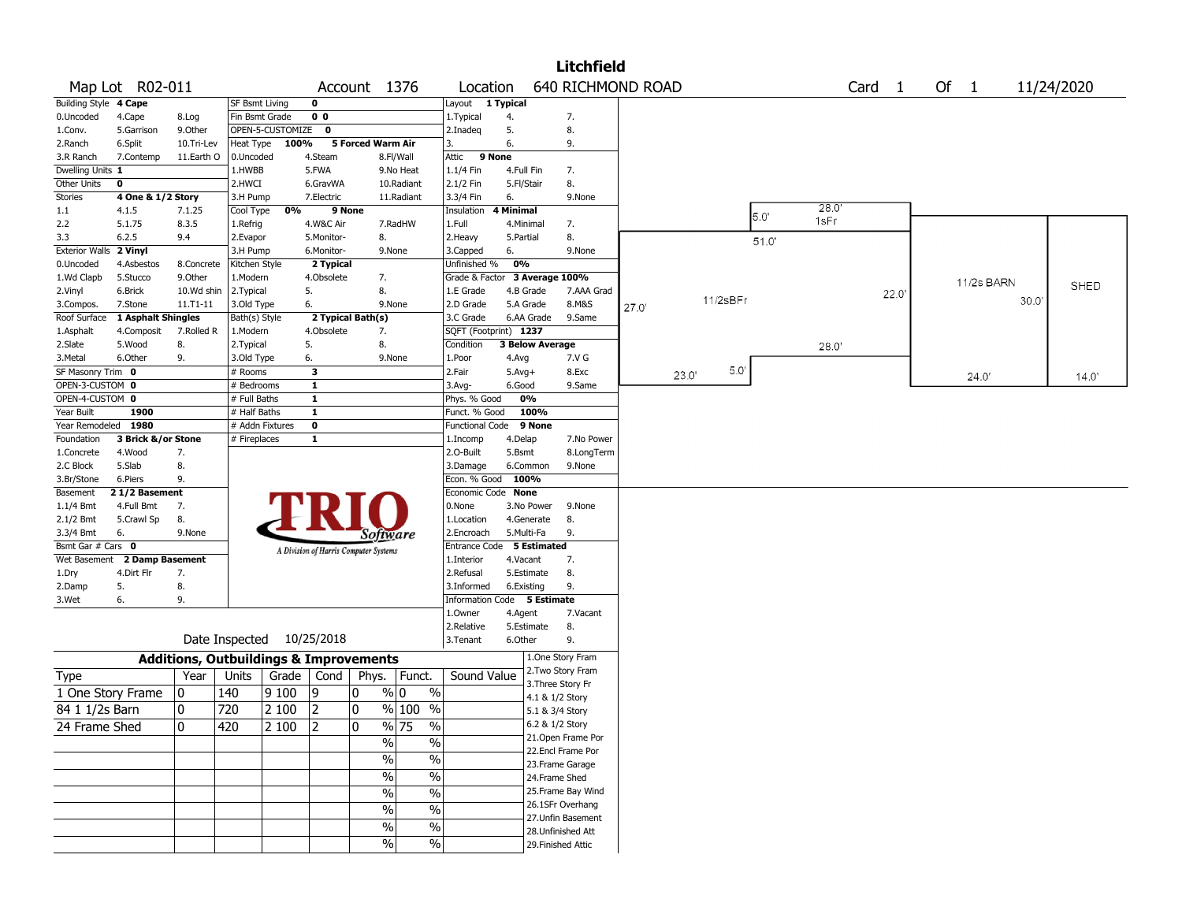# Litchfield

Map Lot R02-011 | Account 1376 | Location 640 RICHMOND ROAD | Card 1 Of 1 | 11/24/2020

| Building Style | 4 Cape | | SF Bsmt Living | 0 | | Layout | 1 Typical | |
|---|---|---|---|---|---|---|---|---|
| 0.Uncoded | 4.Cape | 8.Log | Fin Bsmt Grade | 0 0 | | 1.Typical | 4. | 7. |
| 1.Conv. | 5.Garrison | 9.Other | OPEN-5-CUSTOMIZE | 0 | | 2.Inadeq | 5. | 8. |
| 2.Ranch | 6.Split | 10.Tri-Lev | Heat Type 100% | 5 Forced Warm Air | | 3. | 6. | 9. |
| 3.R Ranch | 7.Contemp | 11.Earth O | 0.Uncoded | 4.Steam | 8.Fl/Wall | Attic | 9 None | |
| Dwelling Units | 1 | | 1.HWBB | 5.FWA | 9.No Heat | 1.1/4 Fin | 4.Full Fin | 7. |
| Other Units | 0 | | 2.HWCI | 6.GravWA | 10.Radiant | 2.1/2 Fin | 5.Fl/Stair | 8. |
| Stories | 4 One & 1/2 Story | | 3.H Pump | 7.Electric | 11.Radiant | 3.3/4 Fin | 6. | 9.None |
| 1.1 | 4.1.5 | 7.1.25 | Cool Type 0% | 9 None | | Insulation | 4 Minimal | |
| 2.2 | 5.1.75 | 8.3.5 | 1.Refrig | 4.W&C Air | 7.RadHW | 1.Full | 4.Minimal | 7. |
| 3.3 | 6.2.5 | 9.4 | 2.Evapor | 5.Monitor- | 8. | 2.Heavy | 5.Partial | 8. |
| Exterior Walls | 2 Vinyl | | 3.H Pump | 6.Monitor- | 9.None | 3.Capped | 6. | 9.None |
| 0.Uncoded | 4.Asbestos | 8.Concrete | Kitchen Style | 2 Typical | | Unfinished % | 0% | |
| 1.Wd Clapb | 5.Stucco | 9.Other | 1.Modern | 4.Obsolete | 7. | Grade & Factor | 3 Average 100% | |
| 2.Vinyl | 6.Brick | 10.Wd shin | 2.Typical | 5. | 8. | 1.E Grade | 4.B Grade | 7.AAA Grad |
| 3.Compos. | 7.Stone | 11.T1-11 | 3.Old Type | 6. | 9.None | 2.D Grade | 5.A Grade | 8.M&S |
| Roof Surface | 1 Asphalt Shingles | | Bath(s) Style | 2 Typical Bath(s) | | 3.C Grade | 6.AA Grade | 9.Same |
| 1.Asphalt | 4.Composit | 7.Rolled R | 1.Modern | 4.Obsolete | 7. | SQFT (Footprint) | 1237 | |
| 2.Slate | 5.Wood | 8. | 2.Typical | 5. | 8. | Condition | 3 Below Average | |
| 3.Metal | 6.Other | 9. | 3.Old Type | 6. | 9.None | 1.Poor | 4.Avg | 7.V G |
| SF Masonry Trim | 0 | | # Rooms | 3 | | 2.Fair | 5.Avg+ | 8.Exc |
| OPEN-3-CUSTOM | 0 | | # Bedrooms | 1 | | 3.Avg- | 6.Good | 9.Same |
| OPEN-4-CUSTOM | 0 | | # Full Baths | 1 | | Phys. % Good | 0% | |
| Year Built | 1900 | | # Half Baths | 1 | | Funct. % Good | 100% | |
| Year Remodeled | 1980 | | # Addn Fixtures | 0 | | Functional Code | 9 None | |
| Foundation | 3 Brick &/or Stone | | # Fireplaces | 1 | | 1.Incomp | 4.Delap | 7.No Power |
| 1.Concrete | 4.Wood | 7. | | | | 2.O-Built | 5.Bsmt | 8.LongTerm |
| 2.C Block | 5.Slab | 8. | | | | 3.Damage | 6.Common | 9.None |
| 3.Br/Stone | 6.Piers | 9. | | | | Econ. % Good | 100% | |
| Basement | 2 1/2 Basement | | | | | Economic Code | None | |
| 1.1/4 Bmt | 4.Full Bmt | 7. | | | | 0.None | 3.No Power | 9.None |
| 2.1/2 Bmt | 5.Crawl Sp | 8. | | | | 1.Location | 4.Generate | 8. |
| 3.3/4 Bmt | 6. | 9.None | | | | 2.Encroach | 5.Multi-Fa | 9. |
| Bsmt Gar # Cars | 0 | | | | | Entrance Code | 5 Estimated | |
| Wet Basement | 2 Damp Basement | | | | | 1.Interior | 4.Vacant | 7. |
| 1.Dry | 4.Dirt Flr | 7. | | | | 2.Refusal | 5.Estimate | 8. |
| 2.Damp | 5. | 8. | | | | 3.Informed | 6.Existing | 9. |
| 3.Wet | 6. | 9. | | | | Information Code | 5 Estimate | |
| | | | | | | 1.Owner | 4.Agent | 7.Vacant |
| | | | | | | 2.Relative | 5.Estimate | 8. |
| | | | | | | 3.Tenant | 6.Other | 9. |

TRIO Software — A Division of Harris Computer Systems

Date Inspected 10/25/2018

## Additions, Outbuildings & Improvements

| Type | Year | Units | Grade | Cond | Phys. | Funct. | Sound Value |
|---|---|---|---|---|---|---|---|
| 1 One Story Frame | 0 | 140 | 9 100 | 9 | 0 % | 0 % | |
| 84 1 1/2s Barn | 0 | 720 | 2 100 | 2 | 0 % | 100 % | |
| 24 Frame Shed | 0 | 420 | 2 100 | 2 | 0 % | 75 % | |
| | | | | | % | % | |
| | | | | | % | % | |
| | | | | | % | % | |
| | | | | | % | % | |
| | | | | | % | % | |
| | | | | | % | % | |
| | | | | | % | % | |

1.One Story Fram, 2.Two Story Fram, 3.Three Story Fr, 4.1 & 1/2 Story, 5.1 & 3/4 Story, 6.2 & 1/2 Story, 21.Open Frame Por, 22.Encl Frame Por, 23.Frame Garage, 24.Frame Shed, 25.Frame Bay Wind, 26.1SFr Overhang, 27.Unfin Basement, 28.Unfinished Att, 29.Finished Attic

Sketch labels: 1SFr 28.0' × 5.0'; 11/2sBFr 51.0' × 27.0', 23.0', 5.0', 28.0', 22.0'; 11/2s BARN 24.0' × 30.0'; SHED 14.0'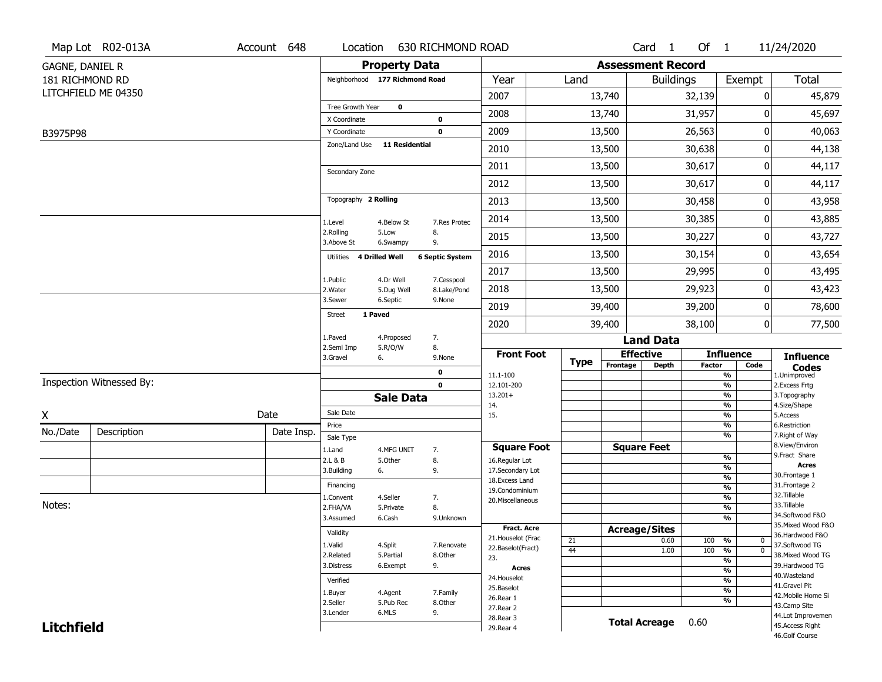Map Lot R02-013A | Account 648 | Location 630 RICHMOND ROAD | Card 1 Of 1 | 11/24/2020

GAGNE, DANIEL R
181 RICHMOND RD
LITCHFIELD ME 04350

B3975P98

## Property Data

Neighborhood **177 Richmond Road**

Tree Growth Year **0**
X Coordinate **0**
Y Coordinate **0**
Zone/Land Use **11 Residential**

Secondary Zone

Topography **2 Rolling**

1.Level 4.Below St 7.Res Protec
2.Rolling 5.Low 8.
3.Above St 6.Swampy 9.

Utilities **4 Drilled Well** **6 Septic System**

1.Public 4.Dr Well 7.Cesspool
2.Water 5.Dug Well 8.Lake/Pond
3.Sewer 6.Septic 9.None

Street **1 Paved**

1.Paved 4.Proposed 7.
2.Semi Imp 5.R/O/W 8.
3.Gravel 6. 9.None

0
0

## Sale Data

Sale Date
Price
Sale Type
1.Land 4.MFG UNIT 7.
2.L & B 5.Other 8.
3.Building 6. 9.

Financing
1.Convent 4.Seller 7.
2.FHA/VA 5.Private 8.
3.Assumed 6.Cash 9.Unknown

Validity
1.Valid 4.Split 7.Renovate
2.Related 5.Partial 8.Other
3.Distress 6.Exempt 9.

Verified
1.Buyer 4.Agent 7.Family
2.Seller 5.Pub Rec 8.Other
3.Lender 6.MLS 9.

## Assessment Record

| Year | Land | Buildings | Exempt | Total |
|---|---|---|---|---|
| 2007 | 13,740 | 32,139 | 0 | 45,879 |
| 2008 | 13,740 | 31,957 | 0 | 45,697 |
| 2009 | 13,500 | 26,563 | 0 | 40,063 |
| 2010 | 13,500 | 30,638 | 0 | 44,138 |
| 2011 | 13,500 | 30,617 | 0 | 44,117 |
| 2012 | 13,500 | 30,617 | 0 | 44,117 |
| 2013 | 13,500 | 30,458 | 0 | 43,958 |
| 2014 | 13,500 | 30,385 | 0 | 43,885 |
| 2015 | 13,500 | 30,227 | 0 | 43,727 |
| 2016 | 13,500 | 30,154 | 0 | 43,654 |
| 2017 | 13,500 | 29,995 | 0 | 43,495 |
| 2018 | 13,500 | 29,923 | 0 | 43,423 |
| 2019 | 39,400 | 39,200 | 0 | 78,600 |
| 2020 | 39,400 | 38,100 | 0 | 77,500 |

## Land Data

| Front Foot | Type | Effective Frontage | Effective Depth | Influence Factor | Influence Code |
|---|---|---|---|---|---|
| 11.1-100 | | | | % | |
| 12.101-200 | | | | % | |
| 13.201+ | | | | % | |
| 14. | | | | % | |
| 15. | | | | % | |
| | | | | % | |

| Square Foot | Square Feet | Influence Factor | Code |
|---|---|---|---|
| 16.Regular Lot | | % | |
| 17.Secondary Lot | | % | |
| 18.Excess Land | | % | |
| 19.Condominium | | % | |
| 20.Miscellaneous | | % | |
| | | % | |
| | | % | |

| Fract. Acre / Acres | Type | Acreage/Sites | Influence Factor | Code |
|---|---|---|---|---|
| 21.Houselot (Frac | 21 | 0.60 | 100 % | 0 |
| 22.Baselot(Fract) | 44 | 1.00 | 100 % | 0 |
| 23. | | | % | |
| 24.Houselot | | | % | |
| 25.Baselot | | | % | |
| 26.Rear 1 | | | % | |
| 27.Rear 2 | | | % | |
| 28.Rear 3 | | | | |
| 29.Rear 4 | | | | |

**Total Acreage** 0.60

**Influence Codes**
1.Unimproved
2.Excess Frtg
3.Topography
4.Size/Shape
5.Access
6.Restriction
7.Right of Way
8.View/Environ
9.Fract Share

**Acres**
30.Frontage 1
31.Frontage 2
32.Tillable
33.Tillable
34.Softwood F&O
35.Mixed Wood F&O
36.Hardwood F&O
37.Softwood TG
38.Mixed Wood TG
39.Hardwood TG
40.Wasteland
41.Gravel Pit
42.Mobile Home Si
43.Camp Site
44.Lot Improvemen
45.Access Right
46.Golf Course

Inspection Witnessed By:

X _______________ Date

| No./Date | Description | Date Insp. |
|---|---|---|
| | | |
| | | |
| | | |

Notes:

**Litchfield**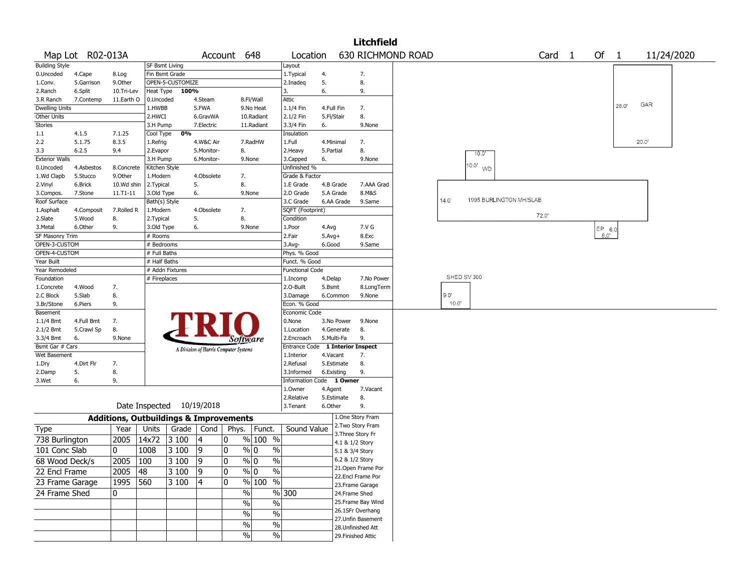# Litchfield

Map Lot R02-013A | Account 648 | Location 630 RICHMOND ROAD | Card 1 Of 1 | 11/24/2020

| Building Style | | | SF Bsmt Living | | | Layout | | |
|---|---|---|---|---|---|---|---|---|
| 0.Uncoded | 4.Cape | 8.Log | Fin Bsmt Grade | | | 1.Typical | 4. | 7. |
| 1.Conv. | 5.Garrison | 9.Other | OPEN-5-CUSTOMIZE | | | 2.Inadeq | 5. | 8. |
| 2.Ranch | 6.Split | 10.Tri-Lev | Heat Type 100% | | | 3. | 6. | 9. |
| 3.R Ranch | 7.Contemp | 11.Earth O | 0.Uncoded | 4.Steam | 8.Fl/Wall | Attic | | |
| Dwelling Units | | | 1.HWBB | 5.FWA | 9.No Heat | 1.1/4 Fin | 4.Full Fin | 7. |
| Other Units | | | 2.HWCI | 6.GravWA | 10.Radiant | 2.1/2 Fin | 5.Fl/Stair | 8. |
| Stories | | | 3.H Pump | 7.Electric | 11.Radiant | 3.3/4 Fin | 6. | 9.None |
| 1.1 | 4.1.5 | 7.1.25 | Cool Type 0% | | | Insulation | | |
| 2.2 | 5.1.75 | 8.3.5 | 1.Refrig | 4.W&C Air | 7.RadHW | 1.Full | 4.Minimal | 7. |
| 3.3 | 6.2.5 | 9.4 | 2.Evapor | 5.Monitor- | 8. | 2.Heavy | 5.Partial | 8. |
| Exterior Walls | | | 3.H Pump | 6.Monitor- | 9.None | 3.Capped | 6. | 9.None |
| 0.Uncoded | 4.Asbestos | 8.Concrete | Kitchen Style | | | Unfinished % | | |
| 1.Wd Clapb | 5.Stucco | 9.Other | 1.Modern | 4.Obsolete | 7. | Grade & Factor | | |
| 2.Vinyl | 6.Brick | 10.Wd shin | 2.Typical | 5. | 8. | 1.E Grade | 4.B Grade | 7.AAA Grad |
| 3.Compos. | 7.Stone | 11.T1-11 | 3.Old Type | 6. | 9.None | 2.D Grade | 5.A Grade | 8.M&S |
| Roof Surface | | | Bath(s) Style | | | 3.C Grade | 6.AA Grade | 9.Same |
| 1.Asphalt | 4.Composit | 7.Rolled R | 1.Modern | 4.Obsolete | 7. | SQFT (Footprint) | | |
| 2.Slate | 5.Wood | 8. | 2.Typical | 5. | 8. | Condition | | |
| 3.Metal | 6.Other | 9. | 3.Old Type | 6. | 9.None | 1.Poor | 4.Avg | 7.V G |
| SF Masonry Trim | | | # Rooms | | | 2.Fair | 5.Avg+ | 8.Exc |
| OPEN-3-CUSTOM | | | # Bedrooms | | | 3.Avg- | 6.Good | 9.Same |
| OPEN-4-CUSTOM | | | # Full Baths | | | Phys. % Good | | |
| Year Built | | | # Half Baths | | | Funct. % Good | | |
| Year Remodeled | | | # Addn Fixtures | | | Functional Code | | |
| Foundation | | | # Fireplaces | | | 1.Incomp | 4.Delap | 7.No Power |
| 1.Concrete | 4.Wood | 7. | | | | 2.O-Built | 5.Bsmt | 8.LongTerm |
| 2.C Block | 5.Slab | 8. | | | | 3.Damage | 6.Common | 9.None |
| 3.Br/Stone | 6.Piers | 9. | | | | Econ. % Good | | |
| Basement | | | | | | Economic Code | | |
| 1.1/4 Bmt | 4.Full Bmt | 7. | | | | 0.None | 3.No Power | 9.None |
| 2.1/2 Bmt | 5.Crawl Sp | 8. | | | | 1.Location | 4.Generate | 8. |
| 3.3/4 Bmt | 6. | 9.None | | | | 2.Encroach | 5.Multi-Fa | 9. |
| Bsmt Gar # Cars | | | | | | Entrance Code 1 Interior Inspect | | |
| Wet Basement | | | | | | 1.Interior | 4.Vacant | 7. |
| 1.Dry | 4.Dirt Flr | 7. | | | | 2.Refusal | 5.Estimate | 8. |
| 2.Damp | 5. | 8. | | | | 3.Informed | 6.Existing | 9. |
| 3.Wet | 6. | 9. | | | | Information Code 1 Owner | | |
| | | | | | | 1.Owner | 4.Agent | 7.Vacant |
| | | | | | | 2.Relative | 5.Estimate | 8. |
| Date Inspected 10/19/2018 | | | | | | 3.Tenant | 6.Other | 9. |

TRIO Software — A Division of Harris Computer Systems

## Additions, Outbuildings & Improvements

| Type | Year | Units | Grade | Cond | Phys. | Funct. | Sound Value |
|---|---|---|---|---|---|---|---|
| 738 Burlington | 2005 | 14x72 | 3 100 | 4 | 0 % | 100 % | |
| 101 Conc Slab | 0 | 1008 | 3 100 | 9 | 0 % | 0 % | |
| 68 Wood Deck/s | 2005 | 100 | 3 100 | 9 | 0 % | 0 % | |
| 22 Encl Frame | 2005 | 48 | 3 100 | 9 | 0 % | 0 % | |
| 23 Frame Garage | 1995 | 560 | 3 100 | 4 | 0 % | 100 % | |
| 24 Frame Shed | 0 | | | | % | % | 300 |
| | | | | | % | % | |
| | | | | | % | % | |
| | | | | | % | % | |
| | | | | | % | % | |

1.One Story Fram
2.Two Story Fram
3.Three Story Fr
4.1 & 1/2 Story
5.1 & 3/4 Story
6.2 & 1/2 Story
21.Open Frame Por
22.Encl Frame Por
23.Frame Garage
24.Frame Shed
25.Frame Bay Wind
26.1SFr Overhang
27.Unfin Basement
28.Unfinished Att
29.Finished Attic

Sketch labels: GAR 28.0' × 20.0'; WD 10.0' × 10.0'; 1995 BURLINGTON MH/SLAB 14.0' × 72.0'; EP 6.0' × 8.0'; SHED SV 300 9.0' × 10.0'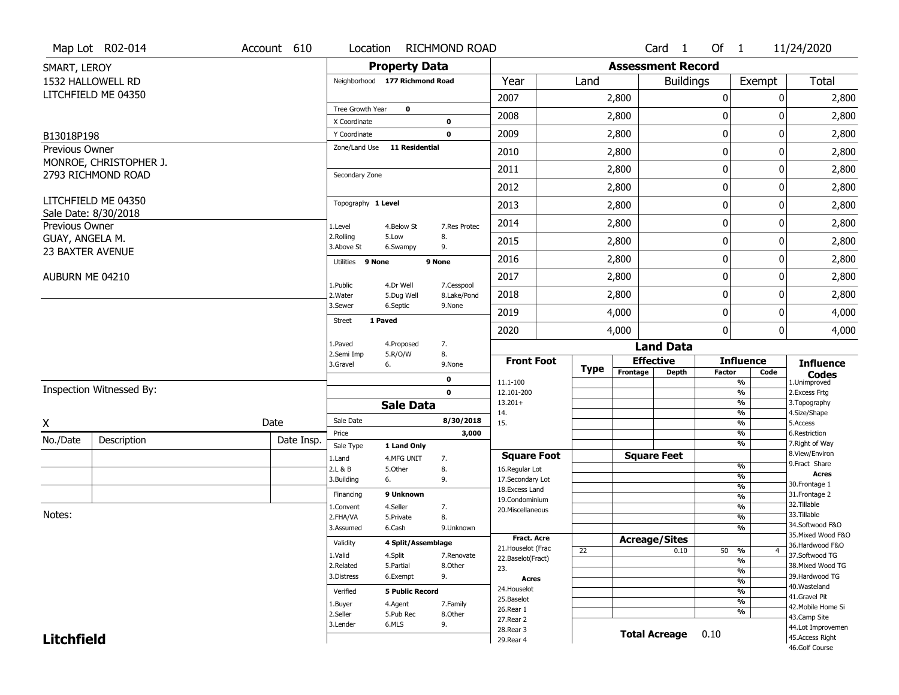Map Lot R02-014 | Account 610 | Location RICHMOND ROAD | Card 1 Of 1 | 11/24/2020

SMART, LEROY
1532 HALLOWELL RD
LITCHFIELD ME 04350

B13018P198

Previous Owner
MONROE, CHRISTOPHER J.
2793 RICHMOND ROAD

LITCHFIELD ME 04350
Sale Date: 8/30/2018

Previous Owner
GUAY, ANGELA M.
23 BAXTER AVENUE

AUBURN ME 04210

## Property Data

Neighborhood 177 Richmond Road

Tree Growth Year 0
X Coordinate 0
Y Coordinate 0
Zone/Land Use 11 Residential

Secondary Zone

Topography 1 Level

1.Level 4.Below St 7.Res Protec
2.Rolling 5.Low 8.
3.Above St 6.Swampy 9.

Utilities 9 None 9 None

1.Public 4.Dr Well 7.Cesspool
2.Water 5.Dug Well 8.Lake/Pond
3.Sewer 6.Septic 9.None

Street 1 Paved

1.Paved 4.Proposed 7.
2.Semi Imp 5.R/O/W 8.
3.Gravel 6. 9.None

0
0

## Sale Data

Sale Date 8/30/2018
Price 3,000
Sale Type 1 Land Only

1.Land 4.MFG UNIT 7.
2.L & B 5.Other 8.
3.Building 6. 9.

Financing 9 Unknown

1.Convent 4.Seller 7.
2.FHA/VA 5.Private 8.
3.Assumed 6.Cash 9.Unknown

Validity 4 Split/Assemblage

1.Valid 4.Split 7.Renovate
2.Related 5.Partial 8.Other
3.Distress 6.Exempt 9.

Verified 5 Public Record

1.Buyer 4.Agent 7.Family
2.Seller 5.Pub Rec 8.Other
3.Lender 6.MLS 9.

## Assessment Record

| Year | Land | Buildings | Exempt | Total |
|---|---|---|---|---|
| 2007 | 2,800 | 0 | 0 | 2,800 |
| 2008 | 2,800 | 0 | 0 | 2,800 |
| 2009 | 2,800 | 0 | 0 | 2,800 |
| 2010 | 2,800 | 0 | 0 | 2,800 |
| 2011 | 2,800 | 0 | 0 | 2,800 |
| 2012 | 2,800 | 0 | 0 | 2,800 |
| 2013 | 2,800 | 0 | 0 | 2,800 |
| 2014 | 2,800 | 0 | 0 | 2,800 |
| 2015 | 2,800 | 0 | 0 | 2,800 |
| 2016 | 2,800 | 0 | 0 | 2,800 |
| 2017 | 2,800 | 0 | 0 | 2,800 |
| 2018 | 2,800 | 0 | 0 | 2,800 |
| 2019 | 4,000 | 0 | 0 | 4,000 |
| 2020 | 4,000 | 0 | 0 | 4,000 |

## Land Data

| Front Foot | Type | Effective Frontage | Effective Depth | Influence Factor | Influence Code |
|---|---|---|---|---|---|
| 11.1-100 | | | | % | |
| 12.101-200 | | | | % | |
| 13.201+ | | | | % | |
| 14. | | | | % | |
| 15. | | | | % | |
| | | | | % | |
| | | | | % | |
| **Square Foot** | | **Square Feet** | | | |
| 16.Regular Lot | | | | % | |
| 17.Secondary Lot | | | | % | |
| 18.Excess Land | | | | % | |
| 19.Condominium | | | | % | |
| 20.Miscellaneous | | | | % | |
| | | | | % | |
| | | | | % | |
| **Fract. Acre** | | **Acreage/Sites** | | | |
| 21.Houselot (Frac | 22 | | 0.10 | 50 % | 4 |
| 22.Baselot(Fract) | | | | % | |
| 23. | | | | % | |
| **Acres** | | | | % | |
| 24.Houselot | | | | % | |
| 25.Baselot | | | | % | |
| 26.Rear 1 | | | | % | |
| 27.Rear 2 | | | | | |
| 28.Rear 3 | | | | | |
| 29.Rear 4 | | | | | |

**Total Acreage** 0.10

**Influence Codes**
1.Unimproved
2.Excess Frtg
3.Topography
4.Size/Shape
5.Access
6.Restriction
7.Right of Way
8.View/Environ
9.Fract Share

**Acres**
30.Frontage 1
31.Frontage 2
32.Tillable
33.Tillable
34.Softwood F&O
35.Mixed Wood F&O
36.Hardwood F&O
37.Softwood TG
38.Mixed Wood TG
39.Hardwood TG
40.Wasteland
41.Gravel Pit
42.Mobile Home Si
43.Camp Site
44.Lot Improvemen
45.Access Right
46.Golf Course

Inspection Witnessed By:

X Date

| No./Date | Description | Date Insp. |
|---|---|---|
| | | |
| | | |
| | | |

Notes:

**Litchfield**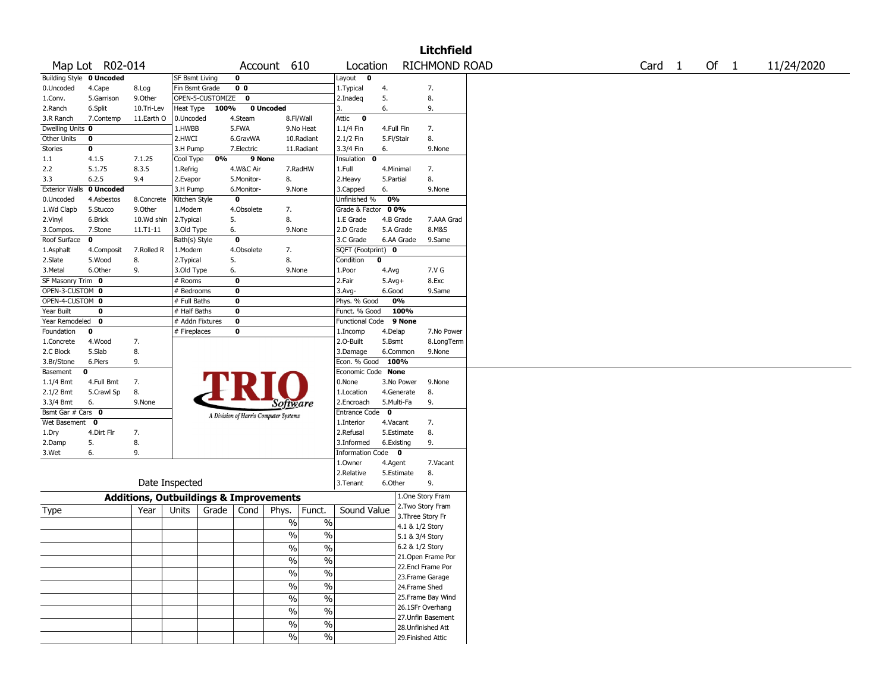# Litchfield

Map Lot R02-014 | Account 610 | Location RICHMOND ROAD | Card 1 Of 1 | 11/24/2020

| Building Style | 0 Uncoded | | SF Bsmt Living | 0 | | Layout | 0 | |
|---|---|---|---|---|---|---|---|---|
| 0.Uncoded | 4.Cape | 8.Log | Fin Bsmt Grade | 0 0 | | 1.Typical | 4. | 7. |
| 1.Conv. | 5.Garrison | 9.Other | OPEN-5-CUSTOMIZE | 0 | | 2.Inadeq | 5. | 8. |
| 2.Ranch | 6.Split | 10.Tri-Lev | Heat Type 100% | 0 Uncoded | | 3. | 6. | 9. |
| 3.R Ranch | 7.Contemp | 11.Earth O | 0.Uncoded | 4.Steam | 8.Fl/Wall | Attic | 0 | |
| Dwelling Units | 0 | | 1.HWBB | 5.FWA | 9.No Heat | 1.1/4 Fin | 4.Full Fin | 7. |
| Other Units | 0 | | 2.HWCI | 6.GravWA | 10.Radiant | 2.1/2 Fin | 5.Fl/Stair | 8. |
| Stories | 0 | | 3.H Pump | 7.Electric | 11.Radiant | 3.3/4 Fin | 6. | 9.None |
| 1.1 | 4.1.5 | 7.1.25 | Cool Type 0% | 9 None | | Insulation | 0 | |
| 2.2 | 5.1.75 | 8.3.5 | 1.Refrig | 4.W&C Air | 7.RadHW | 1.Full | 4.Minimal | 7. |
| 3.3 | 6.2.5 | 9.4 | 2.Evapor | 5.Monitor- | 8. | 2.Heavy | 5.Partial | 8. |
| Exterior Walls | 0 Uncoded | | 3.H Pump | 6.Monitor- | 9.None | 3.Capped | 6. | 9.None |
| 0.Uncoded | 4.Asbestos | 8.Concrete | Kitchen Style | 0 | | Unfinished % | 0% | |
| 1.Wd Clapb | 5.Stucco | 9.Other | 1.Modern | 4.Obsolete | 7. | Grade & Factor | 0 0% | |
| 2.Vinyl | 6.Brick | 10.Wd shin | 2.Typical | 5. | 8. | 1.E Grade | 4.B Grade | 7.AAA Grad |
| 3.Compos. | 7.Stone | 11.T1-11 | 3.Old Type | 6. | 9.None | 2.D Grade | 5.A Grade | 8.M&S |
| Roof Surface | 0 | | Bath(s) Style | 0 | | 3.C Grade | 6.AA Grade | 9.Same |
| 1.Asphalt | 4.Composit | 7.Rolled R | 1.Modern | 4.Obsolete | 7. | SQFT (Footprint) | 0 | |
| 2.Slate | 5.Wood | 8. | 2.Typical | 5. | 8. | Condition | 0 | |
| 3.Metal | 6.Other | 9. | 3.Old Type | 6. | 9.None | 1.Poor | 4.Avg | 7.V G |
| SF Masonry Trim | 0 | | # Rooms | 0 | | 2.Fair | 5.Avg+ | 8.Exc |
| OPEN-3-CUSTOM | 0 | | # Bedrooms | 0 | | 3.Avg- | 6.Good | 9.Same |
| OPEN-4-CUSTOM | 0 | | # Full Baths | 0 | | Phys. % Good | 0% | |
| Year Built | 0 | | # Half Baths | 0 | | Funct. % Good | 100% | |
| Year Remodeled | 0 | | # Addn Fixtures | 0 | | Functional Code | 9 None | |
| Foundation | 0 | | # Fireplaces | 0 | | 1.Incomp | 4.Delap | 7.No Power |
| 1.Concrete | 4.Wood | 7. | | | | 2.O-Built | 5.Bsmt | 8.LongTerm |
| 2.C Block | 5.Slab | 8. | | | | 3.Damage | 6.Common | 9.None |
| 3.Br/Stone | 6.Piers | 9. | | | | Econ. % Good | 100% | |
| Basement | 0 | | | | | Economic Code | None | |
| 1.1/4 Bmt | 4.Full Bmt | 7. | | | | 0.None | 3.No Power | 9.None |
| 2.1/2 Bmt | 5.Crawl Sp | 8. | | | | 1.Location | 4.Generate | 8. |
| 3.3/4 Bmt | 6. | 9.None | | | | 2.Encroach | 5.Multi-Fa | 9. |
| Bsmt Gar # Cars | 0 | | | | | Entrance Code | 0 | |
| Wet Basement | 0 | | | | | 1.Interior | 4.Vacant | 7. |
| 1.Dry | 4.Dirt Flr | 7. | | | | 2.Refusal | 5.Estimate | 8. |
| 2.Damp | 5. | 8. | | | | 3.Informed | 6.Existing | 9. |
| 3.Wet | 6. | 9. | | | | Information Code | 0 | |
| | | | | | | 1.Owner | 4.Agent | 7.Vacant |
| | | | | | | 2.Relative | 5.Estimate | 8. |
| | Date Inspected | | | | | 3.Tenant | 6.Other | 9. |

TRIO Software — A Division of Harris Computer Systems

## Additions, Outbuildings & Improvements

| Type | Year | Units | Grade | Cond | Phys. | Funct. | Sound Value |
|---|---|---|---|---|---|---|---|
| | | | | | % | % | |
| | | | | | % | % | |
| | | | | | % | % | |
| | | | | | % | % | |
| | | | | | % | % | |
| | | | | | % | % | |
| | | | | | % | % | |
| | | | | | % | % | |
| | | | | | % | % | |
| | | | | | % | % | |

1.One Story Fram
2.Two Story Fram
3.Three Story Fr
4.1 & 1/2 Story
5.1 & 3/4 Story
6.2 & 1/2 Story
21.Open Frame Por
22.Encl Frame Por
23.Frame Garage
24.Frame Shed
25.Frame Bay Wind
26.1SFr Overhang
27.Unfin Basement
28.Unfinished Att
29.Finished Attic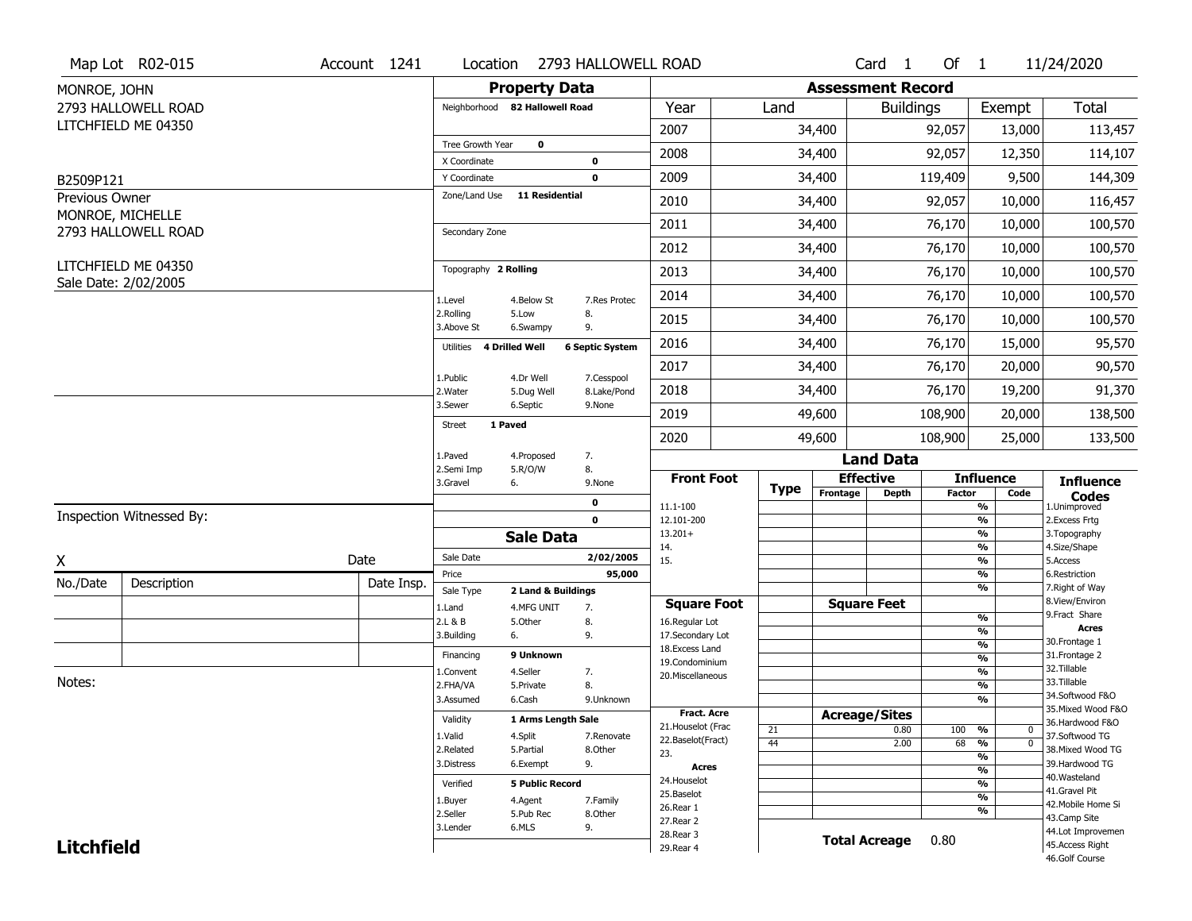Map Lot R02-015 | Account 1241 | Location 2793 HALLOWELL ROAD | Card 1 Of 1 | 11/24/2020

MONROE, JOHN
2793 HALLOWELL ROAD
LITCHFIELD ME 04350

B2509P121

Previous Owner
MONROE, MICHELLE
2793 HALLOWELL ROAD

LITCHFIELD ME 04350
Sale Date: 2/02/2005

## Property Data

Neighborhood **82 Hallowell Road**

Tree Growth Year **0**
X Coordinate **0**
Y Coordinate **0**
Zone/Land Use **11 Residential**

Secondary Zone

Topography **2 Rolling**

| | | |
|---|---|---|
| 1.Level | 4.Below St | 7.Res Protec |
| 2.Rolling | 5.Low | 8. |
| 3.Above St | 6.Swampy | 9. |

Utilities **4 Drilled Well** **6 Septic System**

| | | |
|---|---|---|
| 1.Public | 4.Dr Well | 7.Cesspool |
| 2.Water | 5.Dug Well | 8.Lake/Pond |
| 3.Sewer | 6.Septic | 9.None |

Street **1 Paved**

| | | |
|---|---|---|
| 1.Paved | 4.Proposed | 7. |
| 2.Semi Imp | 5.R/O/W | 8. |
| 3.Gravel | 6. | 9.None |

0
0

## Sale Data

Sale Date **2/02/2005**
Price **95,000**
Sale Type **2 Land & Buildings**

| | | |
|---|---|---|
| 1.Land | 4.MFG UNIT | 7. |
| 2.L & B | 5.Other | 8. |
| 3.Building | 6. | 9. |

Financing **9 Unknown**

| | | |
|---|---|---|
| 1.Convent | 4.Seller | 7. |
| 2.FHA/VA | 5.Private | 8. |
| 3.Assumed | 6.Cash | 9.Unknown |

Validity **1 Arms Length Sale**

| | | |
|---|---|---|
| 1.Valid | 4.Split | 7.Renovate |
| 2.Related | 5.Partial | 8.Other |
| 3.Distress | 6.Exempt | 9. |

Verified **5 Public Record**

| | | |
|---|---|---|
| 1.Buyer | 4.Agent | 7.Family |
| 2.Seller | 5.Pub Rec | 8.Other |
| 3.Lender | 6.MLS | 9. |

## Assessment Record

| Year | Land | Buildings | Exempt | Total |
|---|---|---|---|---|
| 2007 | 34,400 | 92,057 | 13,000 | 113,457 |
| 2008 | 34,400 | 92,057 | 12,350 | 114,107 |
| 2009 | 34,400 | 119,409 | 9,500 | 144,309 |
| 2010 | 34,400 | 92,057 | 10,000 | 116,457 |
| 2011 | 34,400 | 76,170 | 10,000 | 100,570 |
| 2012 | 34,400 | 76,170 | 10,000 | 100,570 |
| 2013 | 34,400 | 76,170 | 10,000 | 100,570 |
| 2014 | 34,400 | 76,170 | 10,000 | 100,570 |
| 2015 | 34,400 | 76,170 | 10,000 | 100,570 |
| 2016 | 34,400 | 76,170 | 15,000 | 95,570 |
| 2017 | 34,400 | 76,170 | 20,000 | 90,570 |
| 2018 | 34,400 | 76,170 | 19,200 | 91,370 |
| 2019 | 49,600 | 108,900 | 20,000 | 138,500 |
| 2020 | 49,600 | 108,900 | 25,000 | 133,500 |

## Land Data

| | Type | Effective Frontage | Effective Depth | Influence Factor | Influence Code |
|---|---|---|---|---|---|
| **Front Foot** | | | | | |
| 11.1-100 | | | | % | |
| 12.101-200 | | | | % | |
| 13.201+ | | | | % | |
| 14. | | | | % | |
| 15. | | | | % | |
| | | | | % | |
| **Square Foot** | | **Square Feet** | | | |
| 16.Regular Lot | | | | % | |
| 17.Secondary Lot | | | | % | |
| 18.Excess Land | | | | % | |
| 19.Condominium | | | | % | |
| 20.Miscellaneous | | | | % | |
| | | | | % | |
| | | | | % | |
| **Fract. Acre** | | **Acreage/Sites** | | | |
| 21.Houselot (Frac | 21 | | 0.80 | 100 % | 0 |
| 22.Baselot(Fract) | 44 | | 2.00 | 68 % | 0 |
| 23. | | | | % | |
| **Acres** | | | | % | |
| 24.Houselot | | | | % | |
| 25.Baselot | | | | % | |
| 26.Rear 1 | | | | % | |
| 27.Rear 2 | | | | | |
| 28.Rear 3 | | | | | |
| 29.Rear 4 | | | | | |

**Total Acreage** 0.80

**Influence Codes**
1.Unimproved
2.Excess Frtg
3.Topography
4.Size/Shape
5.Access
6.Restriction
7.Right of Way
8.View/Environ
9.Fract Share
**Acres**
30.Frontage 1
31.Frontage 2
32.Tillable
33.Tillable
34.Softwood F&O
35.Mixed Wood F&O
36.Hardwood F&O
37.Softwood TG
38.Mixed Wood TG
39.Hardwood TG
40.Wasteland
41.Gravel Pit
42.Mobile Home Si
43.Camp Site
44.Lot Improvemen
45.Access Right
46.Golf Course

Inspection Witnessed By:

X _______________ Date

| No./Date | Description | Date Insp. |
|---|---|---|
| | | |
| | | |
| | | |

Notes:

**Litchfield**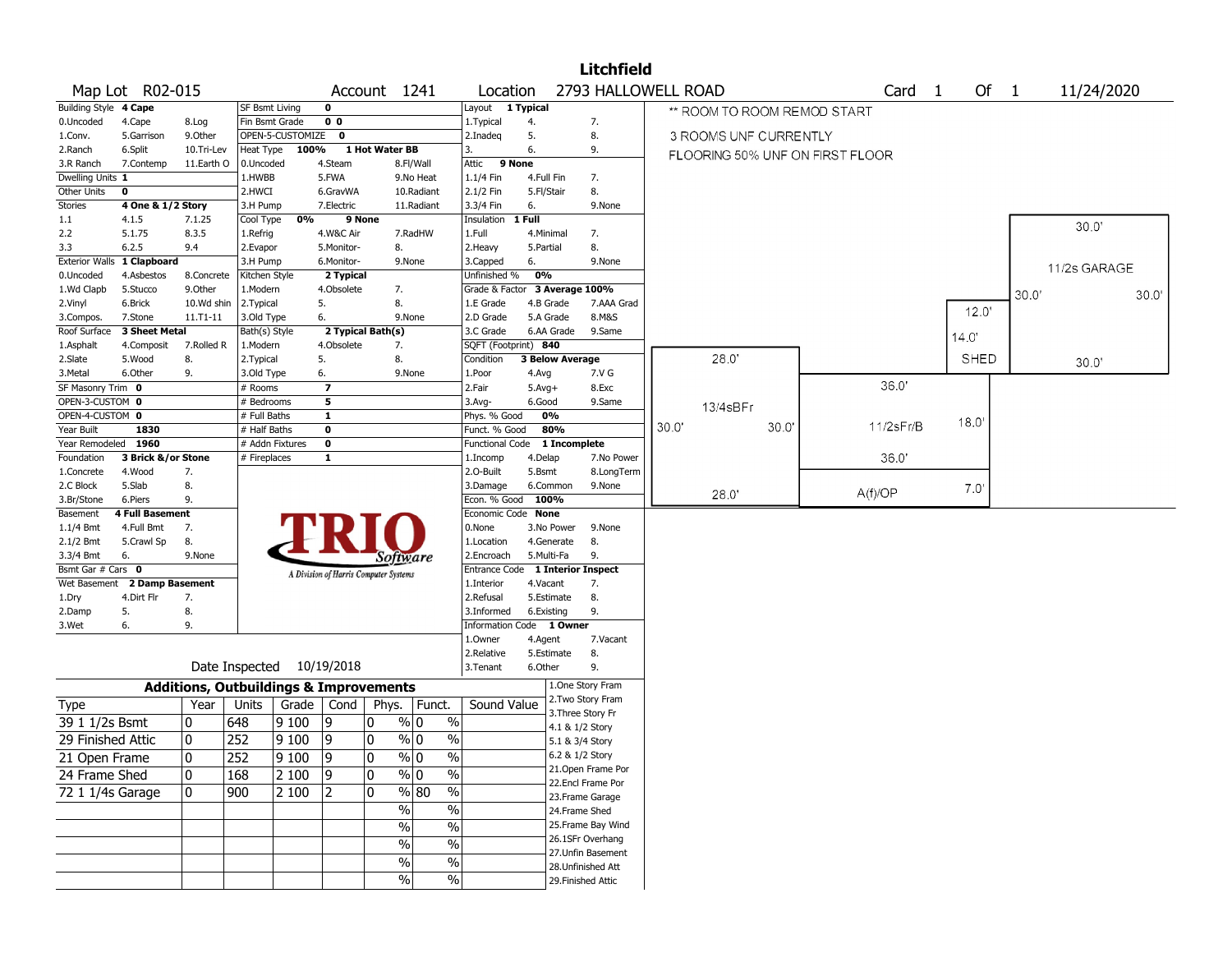# Litchfield

**Map Lot** R02-015 **Account** 1241 **Location** 2793 HALLOWELL ROAD **Card** 1 **Of** 1 11/24/2020

| Field | Value | Options |
|---|---|---|
| Building Style | 4 Cape | 0.Uncoded, 1.Conv., 2.Ranch, 3.R Ranch, 4.Cape, 5.Garrison, 6.Split, 7.Contemp, 8.Log, 9.Other, 10.Tri-Lev, 11.Earth O |
| Dwelling Units | 1 | |
| Other Units | 0 | |
| Stories | 4 One & 1/2 Story | 1.1, 2.2, 3.3, 4.1.5, 5.1.75, 6.2.5, 7.1.25, 8.3.5, 9.4 |
| Exterior Walls | 1 Clapboard | 0.Uncoded, 1.Wd Clapb, 2.Vinyl, 3.Compos., 4.Asbestos, 5.Stucco, 6.Brick, 7.Stone, 8.Concrete, 9.Other, 10.Wd shin, 11.T1-11 |
| Roof Surface | 3 Sheet Metal | 1.Asphalt, 2.Slate, 3.Metal, 4.Composit, 5.Wood, 6.Other, 7.Rolled R, 8., 9. |
| SF Masonry Trim | 0 | |
| OPEN-3-CUSTOM | 0 | |
| OPEN-4-CUSTOM | 0 | |
| Year Built | 1830 | |
| Year Remodeled | 1960 | |
| Foundation | 3 Brick &/or Stone | 1.Concrete, 2.C Block, 3.Br/Stone, 4.Wood, 5.Slab, 6.Piers, 7., 8., 9. |
| Basement | 4 Full Basement | 1.1/4 Bmt, 2.1/2 Bmt, 3.3/4 Bmt, 4.Full Bmt, 5.Crawl Sp, 6., 7., 8., 9.None |
| Bsmt Gar # Cars | 0 | |
| Wet Basement | 2 Damp Basement | 1.Dry, 2.Damp, 3.Wet, 4.Dirt Flr, 5., 6., 7., 8., 9. |
| SF Bsmt Living | 0 | |
| Fin Bsmt Grade | 0 0 | |
| OPEN-5-CUSTOMIZE | 0 | |
| Heat Type | 100% 1 Hot Water BB | 0.Uncoded, 1.HWBB, 2.HWCI, 3.H Pump, 4.Steam, 5.FWA, 6.GravWA, 7.Electric, 8.Fl/Wall, 9.No Heat, 10.Radiant, 11.Radiant |
| Cool Type | 0% 9 None | 1.Refrig, 2.Evapor, 3.H Pump, 4.W&C Air, 5.Monitor-, 6.Monitor-, 7.RadHW, 8., 9.None |
| Kitchen Style | 2 Typical | 1.Modern, 2.Typical, 3.Old Type, 4.Obsolete, 5., 6., 7., 8., 9.None |
| Bath(s) Style | 2 Typical Bath(s) | 1.Modern, 2.Typical, 3.Old Type, 4.Obsolete, 5., 6., 7., 8., 9.None |
| # Rooms | 7 | |
| # Bedrooms | 5 | |
| # Full Baths | 1 | |
| # Half Baths | 0 | |
| # Addn Fixtures | 0 | |
| # Fireplaces | 1 | |
| Layout | 1 Typical | 1.Typical, 2.Inadeq, 3., 4., 5., 6., 7., 8., 9. |
| Attic | 9 None | 1.1/4 Fin, 2.1/2 Fin, 3.3/4 Fin, 4.Full Fin, 5.Fl/Stair, 6., 7., 8., 9.None |
| Insulation | 1 Full | 1.Full, 2.Heavy, 3.Capped, 4.Minimal, 5.Partial, 6., 7., 8., 9.None |
| Unfinished % | 0% | |
| Grade & Factor | 3 Average 100% | 1.E Grade, 2.D Grade, 3.C Grade, 4.B Grade, 5.A Grade, 6.AA Grade, 7.AAA Grad, 8.M&S, 9.Same |
| SQFT (Footprint) | 840 | |
| Condition | 3 Below Average | 1.Poor, 2.Fair, 3.Avg-, 4.Avg, 5.Avg+, 6.Good, 7.V G, 8.Exc, 9.Same |
| Phys. % Good | 0% | |
| Funct. % Good | 80% | |
| Functional Code | 1 Incomplete | 1.Incomp, 2.O-Built, 3.Damage, 4.Delap, 5.Bsmt, 6.Common, 7.No Power, 8.LongTerm, 9.None |
| Econ. % Good | 100% | |
| Economic Code | None | 0.None, 1.Location, 2.Encroach, 3.No Power, 4.Generate, 5.Multi-Fa, 8., 9.None |
| Entrance Code | 1 Interior Inspect | 1.Interior, 2.Refusal, 3.Informed, 4.Vacant, 5.Estimate, 6.Existing, 7., 8., 9. |
| Information Code | 1 Owner | 1.Owner, 2.Relative, 3.Tenant, 4.Agent, 5.Estimate, 6.Other, 7.Vacant, 8., 9. |

Date Inspected 10/19/2018

** ROOM TO ROOM REMOD START
3 ROOMS UNF CURRENTLY
FLOORING 50% UNF ON FIRST FLOOR

Sketch labels: 1/2s GARAGE 30.0' x 30.0'; SHED 12.0' x 14.0'; 13/4sBFr 28.0' x 30.0'; 11/2sFr/B 36.0' x 18.0'; A(f)/OP 36.0' x 7.0'

## Additions, Outbuildings & Improvements

| Type | Year | Units | Grade | Cond | Phys. | Funct. | Sound Value |
|---|---|---|---|---|---|---|---|
| 39 1 1/2s Bsmt | 0 | 648 | 9 100 | 9 | 0 % | 0 % | |
| 29 Finished Attic | 0 | 252 | 9 100 | 9 | 0 % | 0 % | |
| 21 Open Frame | 0 | 252 | 9 100 | 9 | 0 % | 0 % | |
| 24 Frame Shed | 0 | 168 | 2 100 | 9 | 0 % | 0 % | |
| 72 1 1/4s Garage | 0 | 900 | 2 100 | 2 | 0 % | 80 % | |

1.One Story Fram, 2.Two Story Fram, 3.Three Story Fr, 4.1 & 1/2 Story, 5.1 & 3/4 Story, 6.2 & 1/2 Story, 21.Open Frame Por, 22.Encl Frame Por, 23.Frame Garage, 24.Frame Shed, 25.Frame Bay Wind, 26.1SFr Overhang, 27.Unfin Basement, 28.Unfinished Att, 29.Finished Attic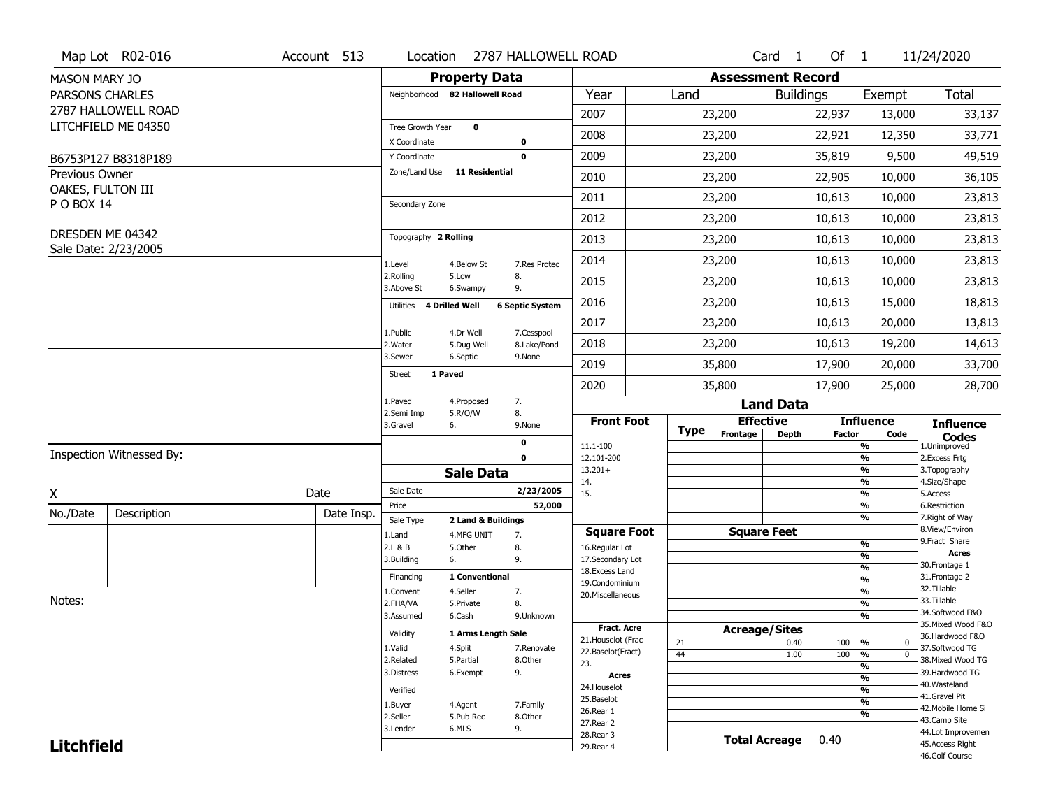Map Lot R02-016 | Account 513 | Location 2787 HALLOWELL ROAD | Card 1 Of 1 | 11/24/2020

MASON MARY JO
PARSONS CHARLES
2787 HALLOWELL ROAD
LITCHFIELD ME 04350

B6753P127 B8318P189

Previous Owner
OAKES, FULTON III
P O BOX 14

DRESDEN ME 04342
Sale Date: 2/23/2005

## Property Data

| | |
|---|---|
| Neighborhood | 82 Hallowell Road |
| Tree Growth Year | 0 |
| X Coordinate | 0 |
| Y Coordinate | 0 |
| Zone/Land Use | 11 Residential |
| Secondary Zone | |
| Topography | 2 Rolling |
| Utilities | 4 Drilled Well, 6 Septic System |
| Street | 1 Paved |

Topography codes: 1.Level, 2.Rolling, 3.Above St, 4.Below St, 5.Low, 6.Swampy, 7.Res Protec, 8., 9.

Utilities codes: 1.Public, 2.Water, 3.Sewer, 4.Dr Well, 5.Dug Well, 6.Septic, 7.Cesspool, 8.Lake/Pond, 9.None

Street codes: 1.Paved, 2.Semi Imp, 3.Gravel, 4.Proposed, 5.R/O/W, 6., 7., 8., 9.None

## Assessment Record

| Year | Land | Buildings | Exempt | Total |
|---|---|---|---|---|
| 2007 | 23,200 | 22,937 | 13,000 | 33,137 |
| 2008 | 23,200 | 22,921 | 12,350 | 33,771 |
| 2009 | 23,200 | 35,819 | 9,500 | 49,519 |
| 2010 | 23,200 | 22,905 | 10,000 | 36,105 |
| 2011 | 23,200 | 10,613 | 10,000 | 23,813 |
| 2012 | 23,200 | 10,613 | 10,000 | 23,813 |
| 2013 | 23,200 | 10,613 | 10,000 | 23,813 |
| 2014 | 23,200 | 10,613 | 10,000 | 23,813 |
| 2015 | 23,200 | 10,613 | 10,000 | 23,813 |
| 2016 | 23,200 | 10,613 | 15,000 | 18,813 |
| 2017 | 23,200 | 10,613 | 20,000 | 13,813 |
| 2018 | 23,200 | 10,613 | 19,200 | 14,613 |
| 2019 | 35,800 | 17,900 | 20,000 | 33,700 |
| 2020 | 35,800 | 17,900 | 25,000 | 28,700 |

## Sale Data

| | |
|---|---|
| Sale Date | 2/23/2005 |
| Price | 52,000 |
| Sale Type | 2 Land & Buildings |
| Financing | 1 Conventional |
| Validity | 1 Arms Length Sale |
| Verified | |

Sale Type codes: 1.Land, 2.L & B, 3.Building, 4.MFG UNIT, 5.Other, 6., 7., 8., 9.

Financing codes: 1.Convent, 2.FHA/VA, 3.Assumed, 4.Seller, 5.Private, 6.Cash, 7., 8., 9.Unknown

Validity codes: 1.Valid, 2.Related, 3.Distress, 4.Split, 5.Partial, 6.Exempt, 7.Renovate, 8.Other, 9.

Verified codes: 1.Buyer, 2.Seller, 3.Lender, 4.Agent, 5.Pub Rec, 6.MLS, 7.Family, 8.Other, 9.

Inspection Witnessed By:

X Date

| No./Date | Description | Date Insp. |
|---|---|---|
| | | |
| | | |
| | | |

Notes:

## Land Data

| Type | Effective Frontage | Effective Depth | Influence Factor | Influence Code |
|---|---|---|---|---|
| 21 | | 0.40 | 100 % | 0 |
| 44 | | 1.00 | 100 % | 0 |

Front Foot: 11.1-100, 12.101-200, 13.201+, 14., 15.

Square Foot: 16.Regular Lot, 17.Secondary Lot, 18.Excess Land, 19.Condominium, 20.Miscellaneous

Fract. Acre: 21.Houselot (Frac, 22.Baselot(Fract), 23.

Acres: 24.Houselot, 25.Baselot, 26.Rear 1, 27.Rear 2, 28.Rear 3, 29.Rear 4

**Total Acreage** 0.40

Influence Codes: 1.Unimproved, 2.Excess Frtg, 3.Topography, 4.Size/Shape, 5.Access, 6.Restriction, 7.Right of Way, 8.View/Environ, 9.Fract Share

Acres: 30.Frontage 1, 31.Frontage 2, 32.Tillable, 33.Tillable, 34.Softwood F&O, 35.Mixed Wood F&O, 36.Hardwood F&O, 37.Softwood TG, 38.Mixed Wood TG, 39.Hardwood TG, 40.Wasteland, 41.Gravel Pit, 42.Mobile Home Si, 43.Camp Site, 44.Lot Improvemen, 45.Access Right, 46.Golf Course

**Litchfield**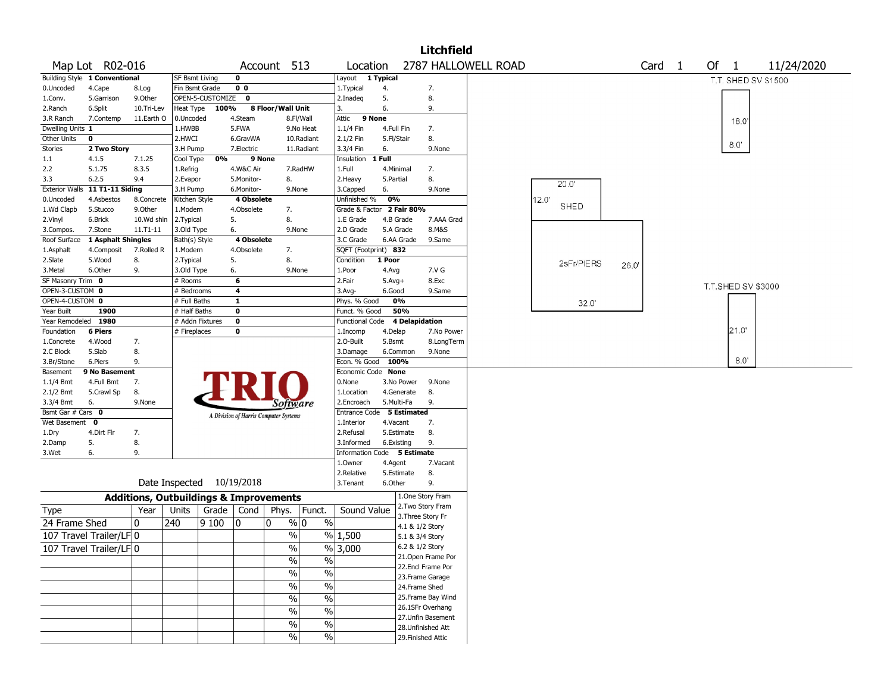# Litchfield

**Map Lot** R02-016 **Account** 513 **Location** 2787 HALLOWELL ROAD **Card** 1 **Of** 1 11/24/2020

| | | | | | | | | |
|---|---|---|---|---|---|---|---|---|
| **Building Style** | **1 Conventional** | | SF Bsmt Living | **0** | | Layout | **1 Typical** | |
| 0.Uncoded | 4.Cape | 8.Log | Fin Bsmt Grade | **0 0** | | 1.Typical | 4. | 7. |
| 1.Conv. | 5.Garrison | 9.Other | OPEN-5-CUSTOMIZE | **0** | | 2.Inadeq | 5. | 8. |
| 2.Ranch | 6.Split | 10.Tri-Lev | Heat Type **100%** | **8 Floor/Wall Unit** | | 3. | 6. | 9. |
| 3.R Ranch | 7.Contemp | 11.Earth O | 0.Uncoded | 4.Steam | 8.Fl/Wall | Attic | **9 None** | |
| Dwelling Units | **1** | | 1.HWBB | 5.FWA | 9.No Heat | 1.1/4 Fin | 4.Full Fin | 7. |
| Other Units | **0** | | 2.HWCI | 6.GravWA | 10.Radiant | 2.1/2 Fin | 5.Fl/Stair | 8. |
| Stories | **2 Two Story** | | 3.H Pump | 7.Electric | 11.Radiant | 3.3/4 Fin | 6. | 9.None |
| 1.1 | 4.1.5 | 7.1.25 | Cool Type **0%** | **9 None** | | Insulation | **1 Full** | |
| 2.2 | 5.1.75 | 8.3.5 | 1.Refrig | 4.W&C Air | 7.RadHW | 1.Full | 4.Minimal | 7. |
| 3.3 | 6.2.5 | 9.4 | 2.Evapor | 5.Monitor- | 8. | 2.Heavy | 5.Partial | 8. |
| Exterior Walls | **11 T1-11 Siding** | | 3.H Pump | 6.Monitor- | 9.None | 3.Capped | 6. | 9.None |
| 0.Uncoded | 4.Asbestos | 8.Concrete | Kitchen Style | **4 Obsolete** | | Unfinished % | **0%** | |
| 1.Wd Clapb | 5.Stucco | 9.Other | 1.Modern | 4.Obsolete | 7. | Grade & Factor | **2 Fair 80%** | |
| 2.Vinyl | 6.Brick | 10.Wd shin | 2.Typical | 5. | 8. | 1.E Grade | 4.B Grade | 7.AAA Grad |
| 3.Compos. | 7.Stone | 11.T1-11 | 3.Old Type | 6. | 9.None | 2.D Grade | 5.A Grade | 8.M&S |
| Roof Surface | **1 Asphalt Shingles** | | Bath(s) Style | **4 Obsolete** | | 3.C Grade | 6.AA Grade | 9.Same |
| 1.Asphalt | 4.Composit | 7.Rolled R | 1.Modern | 4.Obsolete | 7. | SQFT (Footprint) | **832** | |
| 2.Slate | 5.Wood | 8. | 2.Typical | 5. | 8. | Condition | **1 Poor** | |
| 3.Metal | 6.Other | 9. | 3.Old Type | 6. | 9.None | 1.Poor | 4.Avg | 7.V G |
| SF Masonry Trim | **0** | | # Rooms | **6** | | 2.Fair | 5.Avg+ | 8.Exc |
| OPEN-3-CUSTOM | **0** | | # Bedrooms | **4** | | 3.Avg- | 6.Good | 9.Same |
| OPEN-4-CUSTOM | **0** | | # Full Baths | **1** | | Phys. % Good | **0%** | |
| Year Built | **1900** | | # Half Baths | **0** | | Funct. % Good | **50%** | |
| Year Remodeled | **1980** | | # Addn Fixtures | **0** | | Functional Code | **4 Delapidation** | |
| Foundation | **6 Piers** | | # Fireplaces | **0** | | 1.Incomp | 4.Delap | 7.No Power |
| 1.Concrete | 4.Wood | 7. | | | | 2.O-Built | 5.Bsmt | 8.LongTerm |
| 2.C Block | 5.Slab | 8. | | | | 3.Damage | 6.Common | 9.None |
| 3.Br/Stone | 6.Piers | 9. | | | | Econ. % Good | **100%** | |
| Basement | **9 No Basement** | | | | | Economic Code | **None** | |
| 1.1/4 Bmt | 4.Full Bmt | 7. | | | | 0.None | 3.No Power | 9.None |
| 2.1/2 Bmt | 5.Crawl Sp | 8. | | | | 1.Location | 4.Generate | 8. |
| 3.3/4 Bmt | 6. | 9.None | | | | 2.Encroach | 5.Multi-Fa | 9. |
| Bsmt Gar # Cars | **0** | | | | | Entrance Code | **5 Estimated** | |
| Wet Basement | **0** | | | | | 1.Interior | 4.Vacant | 7. |
| 1.Dry | 4.Dirt Flr | 7. | | | | 2.Refusal | 5.Estimate | 8. |
| 2.Damp | 5. | 8. | | | | 3.Informed | 6.Existing | 9. |
| 3.Wet | 6. | 9. | | | | Information Code | **5 Estimate** | |
| | | | | | | 1.Owner | 4.Agent | 7.Vacant |
| | | | | | | 2.Relative | 5.Estimate | 8. |
| | | | | | | 3.Tenant | 6.Other | 9. |

TRIO Software — A Division of Harris Computer Systems

Date Inspected 10/19/2018

## Additions, Outbuildings & Improvements

| Type | Year | Units | Grade | Cond | Phys. | Funct. | Sound Value |
|---|---|---|---|---|---|---|---|
| 24 Frame Shed | 0 | 240 | 9 100 | 0 | 0 % | 0 % | |
| 107 Travel Trailer/LF | 0 | | | | % | % | 1,500 |
| 107 Travel Trailer/LF | 0 | | | | % | % | 3,000 |
| | | | | | % | % | |
| | | | | | % | % | |
| | | | | | % | % | |
| | | | | | % | % | |
| | | | | | % | % | |
| | | | | | % | % | |
| | | | | | % | % | |

1.One Story Fram
2.Two Story Fram
3.Three Story Fr
4.1 & 1/2 Story
5.1 & 3/4 Story
6.2 & 1/2 Story
21.Open Frame Por
22.Encl Frame Por
23.Frame Garage
24.Frame Shed
25.Frame Bay Wind
26.1SFr Overhang
27.Unfin Basement
28.Unfinished Att
29.Finished Attic

Sketch: T.T. SHED SV $1500 (18.0' x 8.0'); SHED (20.0' x 12.0'); 2sFr/PIERS (32.0' x 26.0'); T.T.SHED SV $3000 (21.0' x 8.0')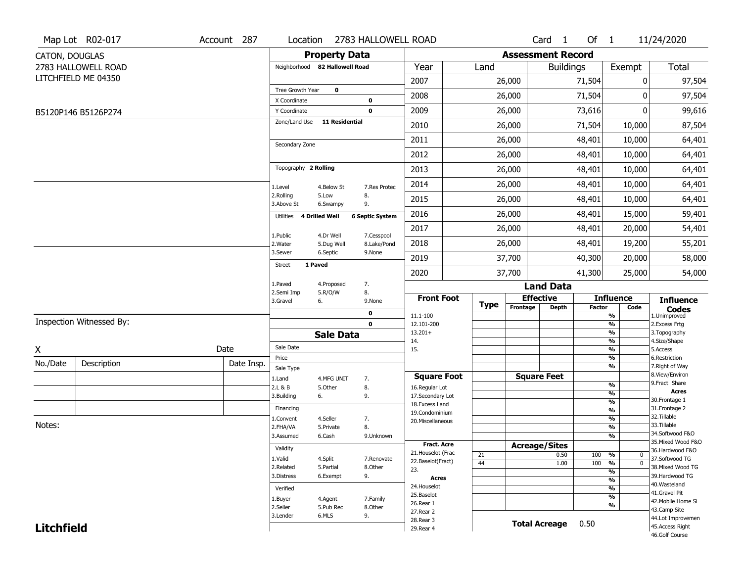Map Lot R02-017 | Account 287 | Location 2783 HALLOWELL ROAD | Card 1 Of 1 | 11/24/2020

CATON, DOUGLAS
2783 HALLOWELL ROAD
LITCHFIELD ME 04350

B5120P146 B5126P274

## Property Data

Neighborhood **82 Hallowell Road**

Tree Growth Year **0**
X Coordinate **0**
Y Coordinate **0**
Zone/Land Use **11 Residential**

Secondary Zone

Topography **2 Rolling**

1.Level 4.Below St 7.Res Protec
2.Rolling 5.Low 8.
3.Above St 6.Swampy 9.

Utilities **4 Drilled Well** **6 Septic System**

1.Public 4.Dr Well 7.Cesspool
2.Water 5.Dug Well 8.Lake/Pond
3.Sewer 6.Septic 9.None

Street **1 Paved**

1.Paved 4.Proposed 7.
2.Semi Imp 5.R/O/W 8.
3.Gravel 6. 9.None

**0**
**0**

## Assessment Record

| Year | Land | Buildings | Exempt | Total |
|---|---|---|---|---|
| 2007 | 26,000 | 71,504 | 0 | 97,504 |
| 2008 | 26,000 | 71,504 | 0 | 97,504 |
| 2009 | 26,000 | 73,616 | 0 | 99,616 |
| 2010 | 26,000 | 71,504 | 10,000 | 87,504 |
| 2011 | 26,000 | 48,401 | 10,000 | 64,401 |
| 2012 | 26,000 | 48,401 | 10,000 | 64,401 |
| 2013 | 26,000 | 48,401 | 10,000 | 64,401 |
| 2014 | 26,000 | 48,401 | 10,000 | 64,401 |
| 2015 | 26,000 | 48,401 | 10,000 | 64,401 |
| 2016 | 26,000 | 48,401 | 15,000 | 59,401 |
| 2017 | 26,000 | 48,401 | 20,000 | 54,401 |
| 2018 | 26,000 | 48,401 | 19,200 | 55,201 |
| 2019 | 37,700 | 40,300 | 20,000 | 58,000 |
| 2020 | 37,700 | 41,300 | 25,000 | 54,000 |

## Land Data

| Front Foot | Type | Effective Frontage | Effective Depth | Influence Factor | Influence Code |
|---|---|---|---|---|---|
| 11.1-100 | | | | % | |
| 12.101-200 | | | | % | |
| 13.201+ | | | | % | |
| 14. | | | | % | |
| 15. | | | | % | |
| | | | | % | |
| | | | | % | |

| Square Foot | Square Feet | | |
|---|---|---|---|
| 16.Regular Lot | | % | |
| 17.Secondary Lot | | % | |
| 18.Excess Land | | % | |
| 19.Condominium | | % | |
| 20.Miscellaneous | | % | |
| | | % | |
| | | % | |

| Fract. Acre / Acres | Type | Acreage/Sites | Influence Factor | Influence Code |
|---|---|---|---|---|
| 21.Houselot (Frac | 21 | 0.50 | 100 % | 0 |
| 22.Baselot(Fract) | 44 | 1.00 | 100 % | 0 |
| 23. | | | % | |
| 24.Houselot | | | % | |
| 25.Baselot | | | % | |
| 26.Rear 1 | | | % | |
| 27.Rear 2 | | | % | |
| 28.Rear 3 | | | | |
| 29.Rear 4 | | | | |

**Total Acreage** 0.50

**Influence Codes**
1.Unimproved
2.Excess Frtg
3.Topography
4.Size/Shape
5.Access
6.Restriction
7.Right of Way
8.View/Environ
9.Fract Share
**Acres**
30.Frontage 1
31.Frontage 2
32.Tillable
33.Tillable
34.Softwood F&O
35.Mixed Wood F&O
36.Hardwood F&O
37.Softwood TG
38.Mixed Wood TG
39.Hardwood TG
40.Wasteland
41.Gravel Pit
42.Mobile Home Si
43.Camp Site
44.Lot Improvemen
45.Access Right
46.Golf Course

## Sale Data

Sale Date
Price
Sale Type
1.Land 4.MFG UNIT 7.
2.L & B 5.Other 8.
3.Building 6. 9.

Financing
1.Convent 4.Seller 7.
2.FHA/VA 5.Private 8.
3.Assumed 6.Cash 9.Unknown

Validity
1.Valid 4.Split 7.Renovate
2.Related 5.Partial 8.Other
3.Distress 6.Exempt 9.

Verified
1.Buyer 4.Agent 7.Family
2.Seller 5.Pub Rec 8.Other
3.Lender 6.MLS 9.

Inspection Witnessed By:

X Date

| No./Date | Description | Date Insp. |
|---|---|---|
| | | |
| | | |
| | | |

Notes:

**Litchfield**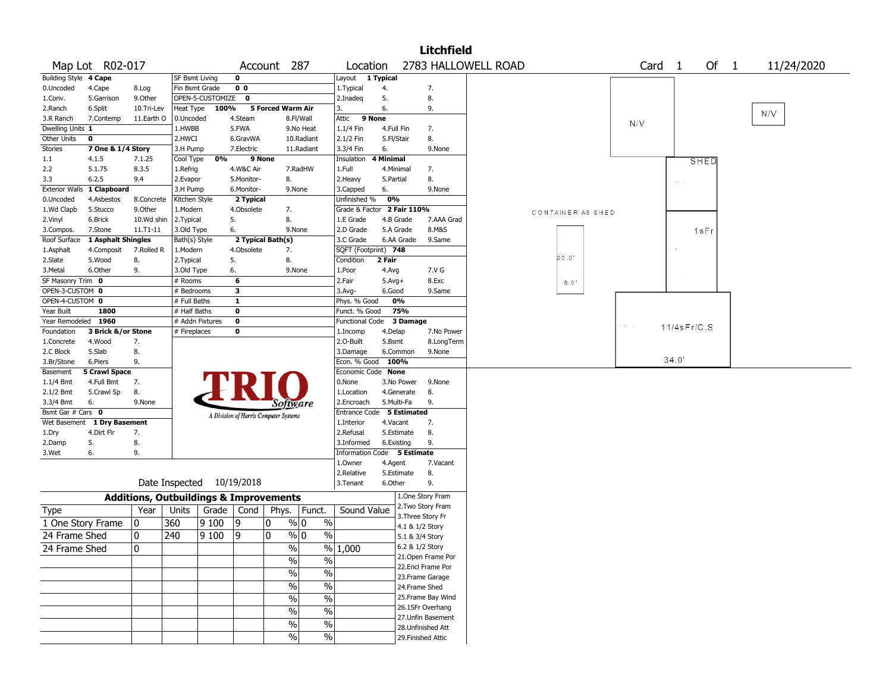# Litchfield

**Map Lot** R02-017 **Account** 287 **Location** 2783 HALLOWELL ROAD **Card** 1 **Of** 1 11/24/2020

| | | | | | |
|---|---|---|---|---|---|
| Building Style | 4 Cape | SF Bsmt Living | 0 | Layout | 1 Typical |
| 0.Uncoded 4.Cape 8.Log | | Fin Bsmt Grade | 0 0 | 1.Typical 4. 7. | |
| 1.Conv. 5.Garrison 9.Other | | OPEN-5-CUSTOMIZE | 0 | 2.Inadeq 5. 8. | |
| 2.Ranch 6.Split 10.Tri-Lev | | Heat Type 100% | 5 Forced Warm Air | 3. 6. 9. | |
| 3.R Ranch 7.Contemp 11.Earth O | | 0.Uncoded 4.Steam 8.Fl/Wall | | Attic | 9 None |
| Dwelling Units | 1 | 1.HWBB 5.FWA 9.No Heat | | 1.1/4 Fin 4.Full Fin 7. | |
| Other Units | 0 | 2.HWCI 6.GravWA 10.Radiant | | 2.1/2 Fin 5.Fl/Stair 8. | |
| Stories | 7 One & 1/4 Story | 3.H Pump 7.Electric 11.Radiant | | 3.3/4 Fin 6. 9.None | |
| 1.1 4.1.5 7.1.25 | | Cool Type 0% | 9 None | Insulation | 4 Minimal |
| 2.2 5.1.75 8.3.5 | | 1.Refrig 4.W&C Air 7.RadHW | | 1.Full 4.Minimal 7. | |
| 3.3 6.2.5 9.4 | | 2.Evapor 5.Monitor- 8. | | 2.Heavy 5.Partial 8. | |
| Exterior Walls | 1 Clapboard | 3.H Pump 6.Monitor- 9.None | | 3.Capped 6. 9.None | |
| 0.Uncoded 4.Asbestos 8.Concrete | | Kitchen Style | 2 Typical | Unfinished % | 0% |
| 1.Wd Clapb 5.Stucco 9.Other | | 1.Modern 4.Obsolete 7. | | Grade & Factor | 2 Fair 110% |
| 2.Vinyl 6.Brick 10.Wd shin | | 2.Typical 5. 8. | | 1.E Grade 4.B Grade 7.AAA Grad | |
| 3.Compos. 7.Stone 11.T1-11 | | 3.Old Type 6. 9.None | | 2.D Grade 5.A Grade 8.M&S | |
| Roof Surface | 1 Asphalt Shingles | Bath(s) Style | 2 Typical Bath(s) | 3.C Grade 6.AA Grade 9.Same | |
| 1.Asphalt 4.Composit 7.Rolled R | | 1.Modern 4.Obsolete 7. | | SQFT (Footprint) | 748 |
| 2.Slate 5.Wood 8. | | 2.Typical 5. 8. | | Condition | 2 Fair |
| 3.Metal 6.Other 9. | | 3.Old Type 6. 9.None | | 1.Poor 4.Avg 7.V G | |
| SF Masonry Trim | 0 | # Rooms | 6 | 2.Fair 5.Avg+ 8.Exc | |
| OPEN-3-CUSTOM | 0 | # Bedrooms | 3 | 3.Avg- 6.Good 9.Same | |
| OPEN-4-CUSTOM | 0 | # Full Baths | 1 | Phys. % Good | 0% |
| Year Built | 1800 | # Half Baths | 0 | Funct. % Good | 75% |
| Year Remodeled | 1960 | # Addn Fixtures | 0 | Functional Code | 3 Damage |
| Foundation | 3 Brick &/or Stone | # Fireplaces | 0 | 1.Incomp 4.Delap 7.No Power | |
| 1.Concrete 4.Wood 7. | | | | 2.O-Built 5.Bsmt 8.LongTerm | |
| 2.C Block 5.Slab 8. | | | | 3.Damage 6.Common 9.None | |
| 3.Br/Stone 6.Piers 9. | | | | Econ. % Good | 100% |
| Basement | 5 Crawl Space | | | Economic Code | None |
| 1.1/4 Bmt 4.Full Bmt 7. | | | | 0.None 3.No Power 9.None | |
| 2.1/2 Bmt 5.Crawl Sp 8. | | | | 1.Location 4.Generate 8. | |
| 3.3/4 Bmt 6. 9.None | | | | 2.Encroach 5.Multi-Fa 9. | |
| Bsmt Gar # Cars | 0 | | | Entrance Code | 5 Estimated |
| Wet Basement | 1 Dry Basement | | | 1.Interior 4.Vacant 7. | |
| 1.Dry 4.Dirt Flr 7. | | | | 2.Refusal 5.Estimate 8. | |
| 2.Damp 5. 8. | | | | 3.Informed 6.Existing 9. | |
| 3.Wet 6. 9. | | | | Information Code | 5 Estimate |
| | | | | 1.Owner 4.Agent 7.Vacant | |
| | | | | 2.Relative 5.Estimate 8. | |
| | | Date Inspected | 10/19/2018 | 3.Tenant 6.Other 9. | |

TRIO Software — A Division of Harris Computer Systems

## Additions, Outbuildings & Improvements

| Type | Year | Units | Grade | Cond | Phys. | Funct. | Sound Value |
|---|---|---|---|---|---|---|---|
| 1 One Story Frame | 0 | 360 | 9 100 | 9 | 0 % | 0 % | |
| 24 Frame Shed | 0 | 240 | 9 100 | 9 | 0 % | 0 % | |
| 24 Frame Shed | 0 | | | | % | % | 1,000 |
| | | | | | % | % | |
| | | | | | % | % | |
| | | | | | % | % | |
| | | | | | % | % | |
| | | | | | % | % | |
| | | | | | % | % | |
| | | | | | % | % | |

1.One Story Fram
2.Two Story Fram
3.Three Story Fr
4.1 & 1/2 Story
5.1 & 3/4 Story
6.2 & 1/2 Story
21.Open Frame Por
22.Encl Frame Por
23.Frame Garage
24.Frame Shed
25.Frame Bay Wind
26.1SFr Overhang
27.Unfin Basement
28.Unfinished Att
29.Finished Attic

Sketch labels: N/V, N/V, SHED, CONTAINER AS SHED, 1sFr, 20.0', 8.0', 11/4sFr/C.S, 34.0'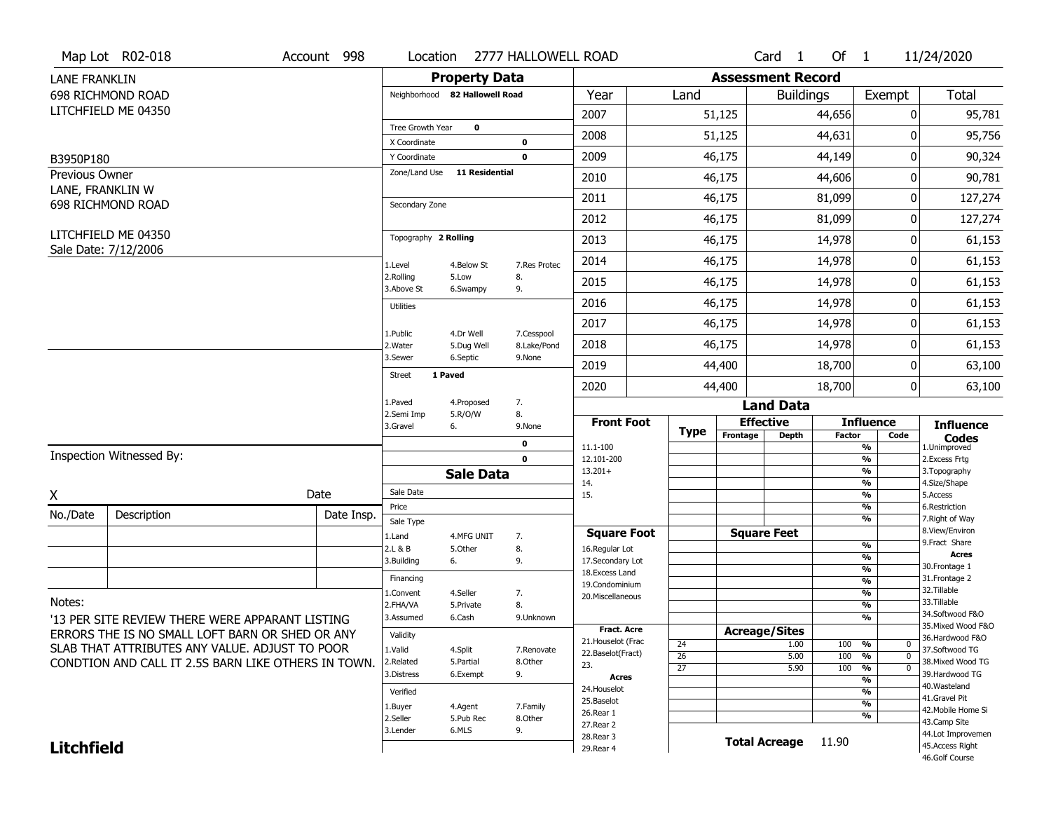Map Lot R02-018 | Account 998 | Location 2777 HALLOWELL ROAD | Card 1 Of 1 | 11/24/2020

LANE FRANKLIN
698 RICHMOND ROAD
LITCHFIELD ME 04350

B3950P180

Previous Owner
LANE, FRANKLIN W
698 RICHMOND ROAD

LITCHFIELD ME 04350
Sale Date: 7/12/2006

## Property Data

Neighborhood **82 Hallowell Road**

Tree Growth Year **0**
X Coordinate **0**
Y Coordinate **0**
Zone/Land Use **11 Residential**

Secondary Zone

Topography **2 Rolling**

| | | |
|---|---|---|
| 1.Level | 4.Below St | 7.Res Protec |
| 2.Rolling | 5.Low | 8. |
| 3.Above St | 6.Swampy | 9. |

Utilities

| | | |
|---|---|---|
| 1.Public | 4.Dr Well | 7.Cesspool |
| 2.Water | 5.Dug Well | 8.Lake/Pond |
| 3.Sewer | 6.Septic | 9.None |

Street **1 Paved**

| | | |
|---|---|---|
| 1.Paved | 4.Proposed | 7. |
| 2.Semi Imp | 5.R/O/W | 8. |
| 3.Gravel | 6. | 9.None |

**0**
**0**

## Sale Data

Sale Date
Price
Sale Type

| | | |
|---|---|---|
| 1.Land | 4.MFG UNIT | 7. |
| 2.L & B | 5.Other | 8. |
| 3.Building | 6. | 9. |

Financing

| | | |
|---|---|---|
| 1.Convent | 4.Seller | 7. |
| 2.FHA/VA | 5.Private | 8. |
| 3.Assumed | 6.Cash | 9.Unknown |

Validity

| | | |
|---|---|---|
| 1.Valid | 4.Split | 7.Renovate |
| 2.Related | 5.Partial | 8.Other |
| 3.Distress | 6.Exempt | 9. |

Verified

| | | |
|---|---|---|
| 1.Buyer | 4.Agent | 7.Family |
| 2.Seller | 5.Pub Rec | 8.Other |
| 3.Lender | 6.MLS | 9. |

## Assessment Record

| Year | Land | Buildings | Exempt | Total |
|---|---|---|---|---|
| 2007 | 51,125 | 44,656 | 0 | 95,781 |
| 2008 | 51,125 | 44,631 | 0 | 95,756 |
| 2009 | 46,175 | 44,149 | 0 | 90,324 |
| 2010 | 46,175 | 44,606 | 0 | 90,781 |
| 2011 | 46,175 | 81,099 | 0 | 127,274 |
| 2012 | 46,175 | 81,099 | 0 | 127,274 |
| 2013 | 46,175 | 14,978 | 0 | 61,153 |
| 2014 | 46,175 | 14,978 | 0 | 61,153 |
| 2015 | 46,175 | 14,978 | 0 | 61,153 |
| 2016 | 46,175 | 14,978 | 0 | 61,153 |
| 2017 | 46,175 | 14,978 | 0 | 61,153 |
| 2018 | 46,175 | 14,978 | 0 | 61,153 |
| 2019 | 44,400 | 18,700 | 0 | 63,100 |
| 2020 | 44,400 | 18,700 | 0 | 63,100 |

## Land Data

| Front Foot | Type | Effective Frontage | Effective Depth | Influence Factor | Influence Code |
|---|---|---|---|---|---|
| 11.1-100 | | | | % | |
| 12.101-200 | | | | % | |
| 13.201+ | | | | % | |
| 14. | | | | % | |
| 15. | | | | % | |
| | | | | % | |
| | | | | % | |

| Square Foot | Square Feet | | |
|---|---|---|---|
| 16.Regular Lot | | % | |
| 17.Secondary Lot | | % | |
| 18.Excess Land | | % | |
| 19.Condominium | | % | |
| 20.Miscellaneous | | % | |
| | | % | |
| | | % | |

| Fract. Acre / Acres | Type | Acreage/Sites | Factor | Code |
|---|---|---|---|---|
| 21.Houselot (Frac | 24 | 1.00 | 100 % | 0 |
| 22.Baselot(Fract) | 26 | 5.00 | 100 % | 0 |
| 23. | 27 | 5.90 | 100 % | 0 |
| 24.Houselot | | | % | |
| 25.Baselot | | | % | |
| 26.Rear 1 | | | % | |
| 27.Rear 2 | | | % | |
| 28.Rear 3 | | | | |
| 29.Rear 4 | | | | |

**Total Acreage** 11.90

**Influence Codes**
1.Unimproved
2.Excess Frtg
3.Topography
4.Size/Shape
5.Access
6.Restriction
7.Right of Way
8.View/Environ
9.Fract Share

**Acres**
30.Frontage 1
31.Frontage 2
32.Tillable
33.Tillable
34.Softwood F&O
35.Mixed Wood F&O
36.Hardwood F&O
37.Softwood TG
38.Mixed Wood TG
39.Hardwood TG
40.Wasteland
41.Gravel Pit
42.Mobile Home Si
43.Camp Site
44.Lot Improvemen
45.Access Right
46.Golf Course

Inspection Witnessed By:

X &nbsp;&nbsp;&nbsp;&nbsp; Date

| No./Date | Description | Date Insp. |
|---|---|---|
| | | |
| | | |
| | | |

Notes:
'13 PER SITE REVIEW THERE WERE APPARANT LISTING ERRORS THE IS NO SMALL LOFT BARN OR SHED OR ANY SLAB THAT ATTRIBUTES ANY VALUE. ADJUST TO POOR CONDTION AND CALL IT 2.5S BARN LIKE OTHERS IN TOWN.

**Litchfield**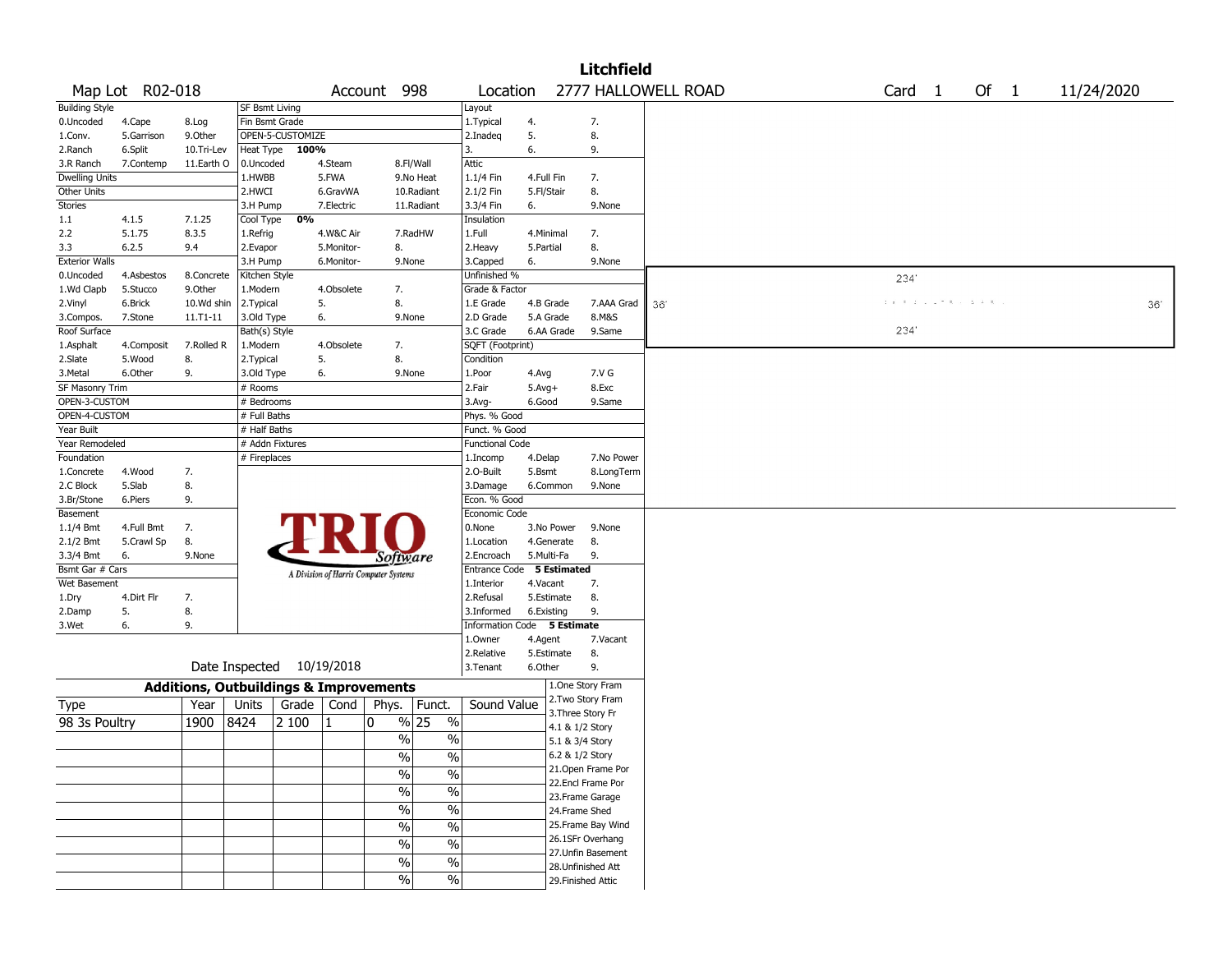# Litchfield

Map Lot R02-018 | Account 998 | Location 2777 HALLOWELL ROAD | Card 1 Of 1 | 11/24/2020

| Building Style | | | SF Bsmt Living | | | Layout | | |
|---|---|---|---|---|---|---|---|---|
| 0.Uncoded | 4.Cape | 8.Log | Fin Bsmt Grade | | | 1.Typical | 4. | 7. |
| 1.Conv. | 5.Garrison | 9.Other | OPEN-5-CUSTOMIZE | | | 2.Inadeq | 5. | 8. |
| 2.Ranch | 6.Split | 10.Tri-Lev | Heat Type 100% | | | 3. | 6. | 9. |
| 3.R Ranch | 7.Contemp | 11.Earth O | 0.Uncoded | 4.Steam | 8.Fl/Wall | Attic | | |
| Dwelling Units | | | 1.HWBB | 5.FWA | 9.No Heat | 1.1/4 Fin | 4.Full Fin | 7. |
| Other Units | | | 2.HWCI | 6.GravWA | 10.Radiant | 2.1/2 Fin | 5.Fl/Stair | 8. |
| Stories | | | 3.H Pump | 7.Electric | 11.Radiant | 3.3/4 Fin | 6. | 9.None |
| 1.1 | 4.1.5 | 7.1.25 | Cool Type 0% | | | Insulation | | |
| 2.2 | 5.1.75 | 8.3.5 | 1.Refrig | 4.W&C Air | 7.RadHW | 1.Full | 4.Minimal | 7. |
| 3.3 | 6.2.5 | 9.4 | 2.Evapor | 5.Monitor- | 8. | 2.Heavy | 5.Partial | 8. |
| Exterior Walls | | | 3.H Pump | 6.Monitor- | 9.None | 3.Capped | 6. | 9.None |
| 0.Uncoded | 4.Asbestos | 8.Concrete | Kitchen Style | | | Unfinished % | | |
| 1.Wd Clapb | 5.Stucco | 9.Other | 1.Modern | 4.Obsolete | 7. | Grade & Factor | | |
| 2.Vinyl | 6.Brick | 10.Wd shin | 2.Typical | 5. | 8. | 1.E Grade | 4.B Grade | 7.AAA Grad |
| 3.Compos. | 7.Stone | 11.T1-11 | 3.Old Type | 6. | 9.None | 2.D Grade | 5.A Grade | 8.M&S |
| Roof Surface | | | Bath(s) Style | | | 3.C Grade | 6.AA Grade | 9.Same |
| 1.Asphalt | 4.Composit | 7.Rolled R | 1.Modern | 4.Obsolete | 7. | SQFT (Footprint) | | |
| 2.Slate | 5.Wood | 8. | 2.Typical | 5. | 8. | Condition | | |
| 3.Metal | 6.Other | 9. | 3.Old Type | 6. | 9.None | 1.Poor | 4.Avg | 7.V G |
| SF Masonry Trim | | | # Rooms | | | 2.Fair | 5.Avg+ | 8.Exc |
| OPEN-3-CUSTOM | | | # Bedrooms | | | 3.Avg- | 6.Good | 9.Same |
| OPEN-4-CUSTOM | | | # Full Baths | | | Phys. % Good | | |
| Year Built | | | # Half Baths | | | Funct. % Good | | |
| Year Remodeled | | | # Addn Fixtures | | | Functional Code | | |
| Foundation | | | # Fireplaces | | | 1.Incomp | 4.Delap | 7.No Power |
| 1.Concrete | 4.Wood | 7. | | | | 2.O-Built | 5.Bsmt | 8.LongTerm |
| 2.C Block | 5.Slab | 8. | | | | 3.Damage | 6.Common | 9.None |
| 3.Br/Stone | 6.Piers | 9. | | | | Econ. % Good | | |
| Basement | | | | | | Economic Code | | |
| 1.1/4 Bmt | 4.Full Bmt | 7. | | | | 0.None | 3.No Power | 9.None |
| 2.1/2 Bmt | 5.Crawl Sp | 8. | | | | 1.Location | 4.Generate | 8. |
| 3.3/4 Bmt | 6. | 9.None | | | | 2.Encroach | 5.Multi-Fa | 9. |
| Bsmt Gar # Cars | | | | | | Entrance Code 5 Estimated | | |
| Wet Basement | | | | | | 1.Interior | 4.Vacant | 7. |
| 1.Dry | 4.Dirt Flr | 7. | | | | 2.Refusal | 5.Estimate | 8. |
| 2.Damp | 5. | 8. | | | | 3.Informed | 6.Existing | 9. |
| 3.Wet | 6. | 9. | | | | Information Code 5 Estimate | | |
| | | | | | | 1.Owner | 4.Agent | 7.Vacant |
| | | | | | | 2.Relative | 5.Estimate | 8. |
| | | | Date Inspected 10/19/2018 | | | 3.Tenant | 6.Other | 9. |

TRIO Software — A Division of Harris Computer Systems

Sketch: 234' × 36'

## Additions, Outbuildings & Improvements

| Type | Year | Units | Grade | Cond | Phys. | Funct. | Sound Value |
|---|---|---|---|---|---|---|---|
| 98 3s Poultry | 1900 | 8424 | 2 100 | 1 | 0 % | 25 % | |
| | | | | | % | % | |
| | | | | | % | % | |
| | | | | | % | % | |
| | | | | | % | % | |
| | | | | | % | % | |
| | | | | | % | % | |
| | | | | | % | % | |
| | | | | | % | % | |
| | | | | | % | % | |

1.One Story Fram
2.Two Story Fram
3.Three Story Fr
4.1 & 1/2 Story
5.1 & 3/4 Story
6.2 & 1/2 Story
21.Open Frame Por
22.Encl Frame Por
23.Frame Garage
24.Frame Shed
25.Frame Bay Wind
26.1SFr Overhang
27.Unfin Basement
28.Unfinished Att
29.Finished Attic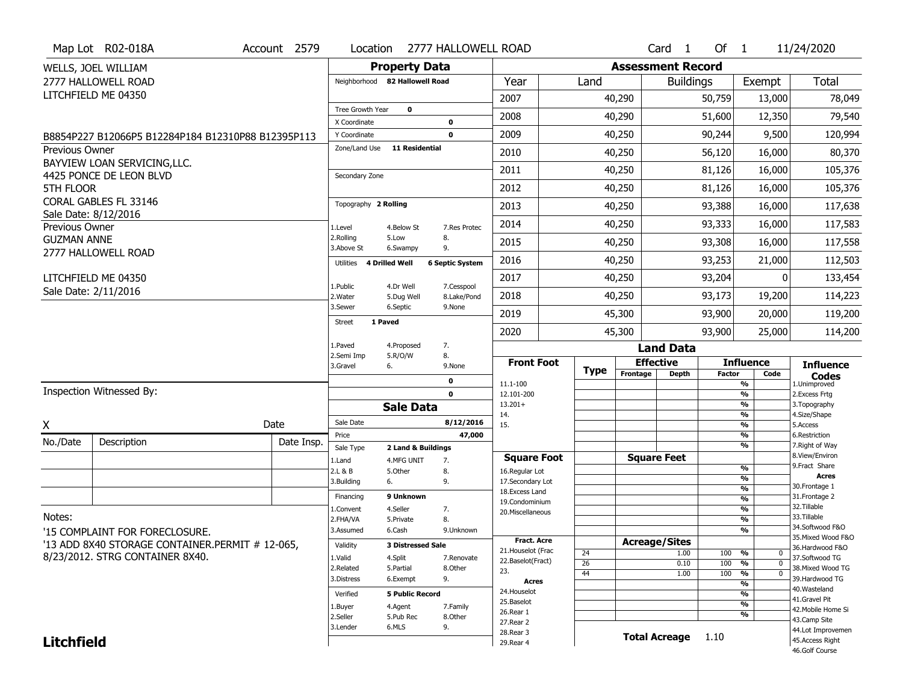Map Lot R02-018A | Account 2579 | Location 2777 HALLOWELL ROAD | Card 1 Of 1 | 11/24/2020

WELLS, JOEL WILLIAM
2777 HALLOWELL ROAD
LITCHFIELD ME 04350

B8854P227 B12066P5 B12284P184 B12310P88 B12395P113

Previous Owner
BAYVIEW LOAN SERVICING,LLC.
4425 PONCE DE LEON BLVD
5TH FLOOR
CORAL GABLES FL 33146
Sale Date: 8/12/2016

Previous Owner
GUZMAN ANNE
2777 HALLOWELL ROAD
LITCHFIELD ME 04350
Sale Date: 2/11/2016

## Property Data

- Neighborhood: 82 Hallowell Road
- Tree Growth Year: 0
- X Coordinate: 0
- Y Coordinate: 0
- Zone/Land Use: 11 Residential
- Secondary Zone:
- Topography: 2 Rolling
  - 1.Level 4.Below St 7.Res Protec
  - 2.Rolling 5.Low 8.
  - 3.Above St 6.Swampy 9.
- Utilities: 4 Drilled Well, 6 Septic System
  - 1.Public 4.Dr Well 7.Cesspool
  - 2.Water 5.Dug Well 8.Lake/Pond
  - 3.Sewer 6.Septic 9.None
- Street: 1 Paved
  - 1.Paved 4.Proposed 7.
  - 2.Semi Imp 5.R/O/W 8.
  - 3.Gravel 6. 9.None
- 0
- 0

## Sale Data

- Sale Date: 8/12/2016
- Price: 47,000
- Sale Type: 2 Land & Buildings
  - 1.Land 4.MFG UNIT 7.
  - 2.L & B 5.Other 8.
  - 3.Building 6. 9.
- Financing: 9 Unknown
  - 1.Convent 4.Seller 7.
  - 2.FHA/VA 5.Private 8.
  - 3.Assumed 6.Cash 9.Unknown
- Validity: 3 Distressed Sale
  - 1.Valid 4.Split 7.Renovate
  - 2.Related 5.Partial 8.Other
  - 3.Distress 6.Exempt 9.
- Verified: 5 Public Record
  - 1.Buyer 4.Agent 7.Family
  - 2.Seller 5.Pub Rec 8.Other
  - 3.Lender 6.MLS 9.

## Assessment Record

| Year | Land | Buildings | Exempt | Total |
|---|---|---|---|---|
| 2007 | 40,290 | 50,759 | 13,000 | 78,049 |
| 2008 | 40,290 | 51,600 | 12,350 | 79,540 |
| 2009 | 40,250 | 90,244 | 9,500 | 120,994 |
| 2010 | 40,250 | 56,120 | 16,000 | 80,370 |
| 2011 | 40,250 | 81,126 | 16,000 | 105,376 |
| 2012 | 40,250 | 81,126 | 16,000 | 105,376 |
| 2013 | 40,250 | 93,388 | 16,000 | 117,638 |
| 2014 | 40,250 | 93,333 | 16,000 | 117,583 |
| 2015 | 40,250 | 93,308 | 16,000 | 117,558 |
| 2016 | 40,250 | 93,253 | 21,000 | 112,503 |
| 2017 | 40,250 | 93,204 | 0 | 133,454 |
| 2018 | 40,250 | 93,173 | 19,200 | 114,223 |
| 2019 | 45,300 | 93,900 | 20,000 | 119,200 |
| 2020 | 45,300 | 93,900 | 25,000 | 114,200 |

## Land Data

| Type | Effective Frontage | Effective Depth | Influence Factor | Influence Code |
|---|---|---|---|---|
| 24 | | 1.00 | 100 % | 0 |
| 26 | | 0.10 | 100 % | 0 |
| 44 | | 1.00 | 100 % | 0 |

Front Foot: 11.1-100, 12.101-200, 13.201+, 14., 15.

Square Foot: 16.Regular Lot, 17.Secondary Lot, 18.Excess Land, 19.Condominium, 20.Miscellaneous

Fract. Acre: 21.Houselot (Frac), 22.Baselot(Fract), 23.

Acres: 24.Houselot, 25.Baselot, 26.Rear 1, 27.Rear 2, 28.Rear 3, 29.Rear 4

**Total Acreage** 1.10

Influence Codes: 1.Unimproved, 2.Excess Frtg, 3.Topography, 4.Size/Shape, 5.Access, 6.Restriction, 7.Right of Way, 8.View/Environ, 9.Fract Share

Acres: 30.Frontage 1, 31.Frontage 2, 32.Tillable, 33.Tillable, 34.Softwood F&O, 35.Mixed Wood F&O, 36.Hardwood F&O, 37.Softwood TG, 38.Mixed Wood TG, 39.Hardwood TG, 40.Wasteland, 41.Gravel Pit, 42.Mobile Home Si, 43.Camp Site, 44.Lot Improvemen, 45.Access Right, 46.Golf Course

Inspection Witnessed By:

X ______ Date ______

| No./Date | Description | Date Insp. |
|---|---|---|
| | | |
| | | |
| | | |

Notes:
'15 COMPLAINT FOR FORECLOSURE.
'13 ADD 8X40 STORAGE CONTAINER.PERMIT # 12-065, 8/23/2012. STRG CONTAINER 8X40.

**Litchfield**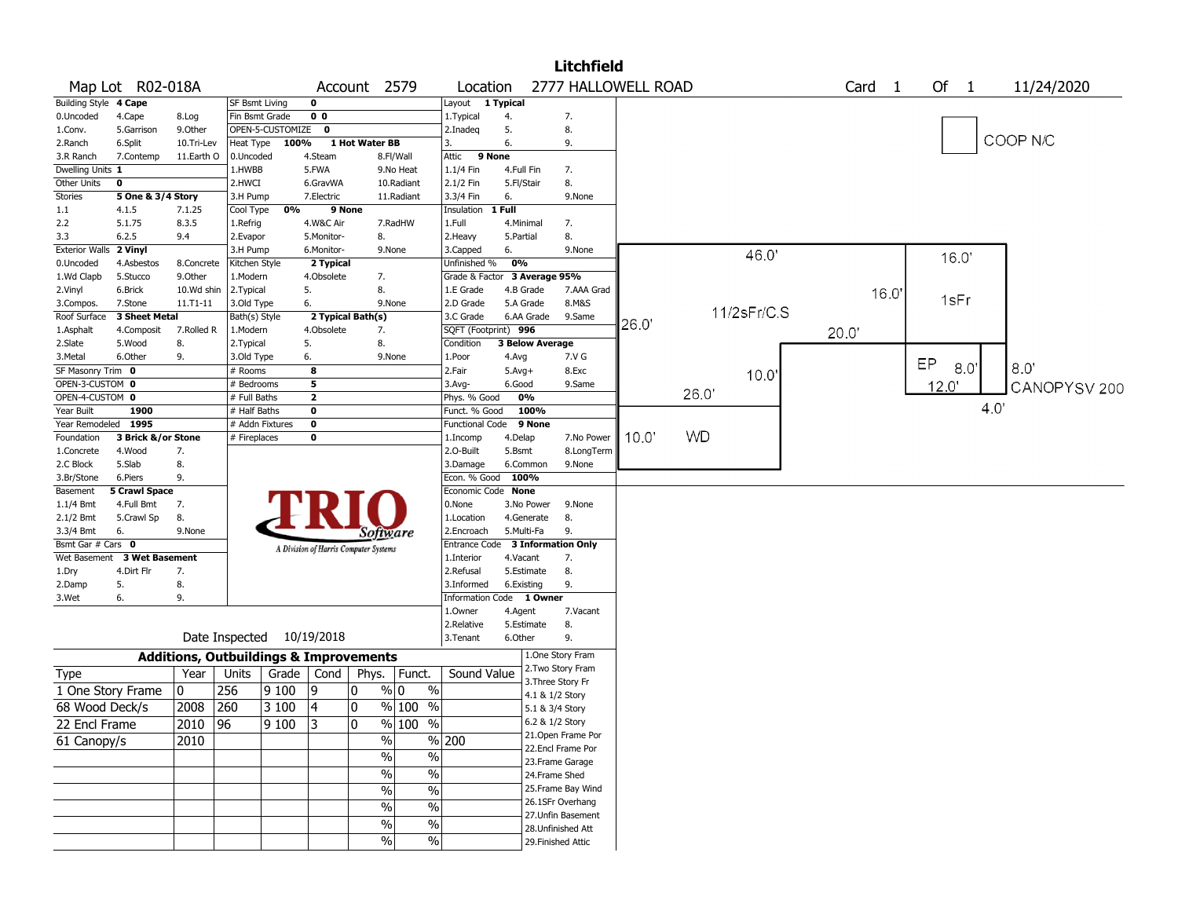# Litchfield

**Map Lot** R02-018A **Account** 2579 **Location** 2777 HALLOWELL ROAD **Card** 1 **Of** 1 11/24/2020

| Building Style | 4 Cape | SF Bsmt Living | 0 | Layout | 1 Typical |
|---|---|---|---|---|---|
| 0.Uncoded 4.Cape 8.Log | | Fin Bsmt Grade | 0 0 | 1.Typical 4. 7. | |
| 1.Conv. 5.Garrison 9.Other | | OPEN-5-CUSTOMIZE | 0 | 2.Inadeq 5. 8. | |
| 2.Ranch 6.Split 10.Tri-Lev | | Heat Type | 100% 1 Hot Water BB | 3. 6. 9. | |
| 3.R Ranch 7.Contemp 11.Earth O | | 0.Uncoded 4.Steam 8.Fl/Wall | | Attic | 9 None |
| Dwelling Units | 1 | 1.HWBB 5.FWA 9.No Heat | | 1.1/4 Fin 4.Full Fin 7. | |
| Other Units | 0 | 2.HWCI 6.GravWA 10.Radiant | | 2.1/2 Fin 5.Fl/Stair 8. | |
| Stories | 5 One & 3/4 Story | 3.H Pump 7.Electric 11.Radiant | | 3.3/4 Fin 6. 9.None | |
| 1.1 4.1.5 7.1.25 | | Cool Type | 0% 9 None | Insulation | 1 Full |
| 2.2 5.1.75 8.3.5 | | 1.Refrig 4.W&C Air 7.RadHW | | 1.Full 4.Minimal 7. | |
| 3.3 6.2.5 9.4 | | 2.Evapor 5.Monitor- 8. | | 2.Heavy 5.Partial 8. | |
| Exterior Walls | 2 Vinyl | 3.H Pump 6.Monitor- 9.None | | 3.Capped 6. 9.None | |
| 0.Uncoded 4.Asbestos 8.Concrete | | Kitchen Style | 2 Typical | Unfinished % | 0% |
| 1.Wd Clapb 5.Stucco 9.Other | | 1.Modern 4.Obsolete 7. | | Grade & Factor | 3 Average 95% |
| 2.Vinyl 6.Brick 10.Wd shin | | 2.Typical 5. 8. | | 1.E Grade 4.B Grade 7.AAA Grad | |
| 3.Compos. 7.Stone 11.T1-11 | | 3.Old Type 6. 9.None | | 2.D Grade 5.A Grade 8.M&S | |
| Roof Surface | 3 Sheet Metal | Bath(s) Style | 2 Typical Bath(s) | 3.C Grade 6.AA Grade 9.Same | |
| 1.Asphalt 4.Composit 7.Rolled R | | 1.Modern 4.Obsolete 7. | | SQFT (Footprint) | 996 |
| 2.Slate 5.Wood 8. | | 2.Typical 5. 8. | | Condition | 3 Below Average |
| 3.Metal 6.Other 9. | | 3.Old Type 6. 9.None | | 1.Poor 4.Avg 7.V G | |
| SF Masonry Trim | 0 | # Rooms | 8 | 2.Fair 5.Avg+ 8.Exc | |
| OPEN-3-CUSTOM | 0 | # Bedrooms | 5 | 3.Avg- 6.Good 9.Same | |
| OPEN-4-CUSTOM | 0 | # Full Baths | 2 | Phys. % Good | 0% |
| Year Built | 1900 | # Half Baths | 0 | Funct. % Good | 100% |
| Year Remodeled | 1995 | # Addn Fixtures | 0 | Functional Code | 9 None |
| Foundation | 3 Brick &/or Stone | # Fireplaces | 0 | 1.Incomp 4.Delap 7.No Power | |
| 1.Concrete 4.Wood 7. | | | | 2.O-Built 5.Bsmt 8.LongTerm | |
| 2.C Block 5.Slab 8. | | | | 3.Damage 6.Common 9.None | |
| 3.Br/Stone 6.Piers 9. | | | | Econ. % Good | 100% |
| Basement | 5 Crawl Space | | | Economic Code | None |
| 1.1/4 Bmt 4.Full Bmt 7. | | | | 0.None 3.No Power 9.None | |
| 2.1/2 Bmt 5.Crawl Sp 8. | | | | 1.Location 4.Generate 8. | |
| 3.3/4 Bmt 6. 9.None | | | | 2.Encroach 5.Multi-Fa 9. | |
| Bsmt Gar # Cars | 0 | | | Entrance Code | 3 Information Only |
| Wet Basement | 3 Wet Basement | | | 1.Interior 4.Vacant 7. | |
| 1.Dry 4.Dirt Flr 7. | | | | 2.Refusal 5.Estimate 8. | |
| 2.Damp 5. 8. | | | | 3.Informed 6.Existing 9. | |
| 3.Wet 6. 9. | | | | Information Code | 1 Owner |
| | | | | 1.Owner 4.Agent 7.Vacant | |
| | | | | 2.Relative 5.Estimate 8. | |
| | | Date Inspected | 10/19/2018 | 3.Tenant 6.Other 9. | |

TRIO Software — A Division of Harris Computer Systems

COOP N/C

Sketch labels: 46.0', 16.0', 16.0', 26.0', 11/2sFr/C.S, 20.0', 1sFr, 10.0', EP 8.0', 8.0', 12.0', CANOPYSV 200, 26.0', 4.0', 10.0', WD

## Additions, Outbuildings & Improvements

| Type | Year | Units | Grade | Cond | Phys. | Funct. | Sound Value |
|---|---|---|---|---|---|---|---|
| 1 One Story Frame | 0 | 256 | 9 100 | 9 | 0 % | 0 % | |
| 68 Wood Deck/s | 2008 | 260 | 3 100 | 4 | 0 % | 100 % | |
| 22 Encl Frame | 2010 | 96 | 9 100 | 3 | 0 % | 100 % | |
| 61 Canopy/s | 2010 | | | | % | % | 200 |
| | | | | | % | % | |
| | | | | | % | % | |
| | | | | | % | % | |
| | | | | | % | % | |
| | | | | | % | % | |
| | | | | | % | % | |

1.One Story Fram
2.Two Story Fram
3.Three Story Fr
4.1 & 1/2 Story
5.1 & 3/4 Story
6.2 & 1/2 Story
21.Open Frame Por
22.Encl Frame Por
23.Frame Garage
24.Frame Shed
25.Frame Bay Wind
26.1SFr Overhang
27.Unfin Basement
28.Unfinished Att
29.Finished Attic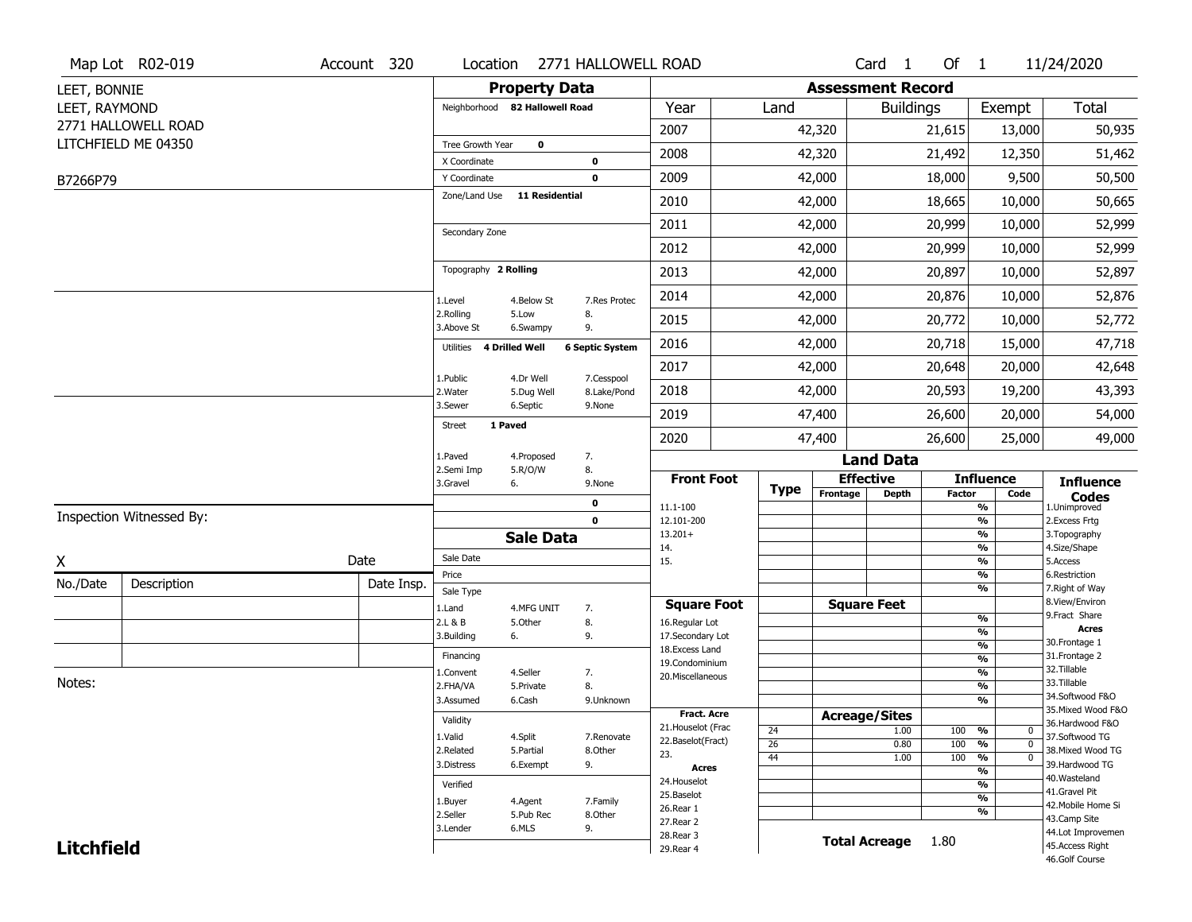Map Lot R02-019 | Account 320 | Location 2771 HALLOWELL ROAD | Card 1 Of 1 | 11/24/2020

LEET, BONNIE
LEET, RAYMOND
2771 HALLOWELL ROAD
LITCHFIELD ME 04350

B7266P79

## Property Data

Neighborhood **82 Hallowell Road**

Tree Growth Year **0**
X Coordinate **0**
Y Coordinate **0**
Zone/Land Use **11 Residential**

Secondary Zone

Topography **2 Rolling**

1.Level 4.Below St 7.Res Protec
2.Rolling 5.Low 8.
3.Above St 6.Swampy 9.

Utilities **4 Drilled Well** **6 Septic System**

1.Public 4.Dr Well 7.Cesspool
2.Water 5.Dug Well 8.Lake/Pond
3.Sewer 6.Septic 9.None

Street **1 Paved**

1.Paved 4.Proposed 7.
2.Semi Imp 5.R/O/W 8.
3.Gravel 6. 9.None

0
0

## Sale Data

Sale Date
Price
Sale Type
1.Land 4.MFG UNIT 7.
2.L & B 5.Other 8.
3.Building 6. 9.

Financing
1.Convent 4.Seller 7.
2.FHA/VA 5.Private 8.
3.Assumed 6.Cash 9.Unknown

Validity
1.Valid 4.Split 7.Renovate
2.Related 5.Partial 8.Other
3.Distress 6.Exempt 9.

Verified
1.Buyer 4.Agent 7.Family
2.Seller 5.Pub Rec 8.Other
3.Lender 6.MLS 9.

## Assessment Record

| Year | Land | Buildings | Exempt | Total |
|---|---|---|---|---|
| 2007 | 42,320 | 21,615 | 13,000 | 50,935 |
| 2008 | 42,320 | 21,492 | 12,350 | 51,462 |
| 2009 | 42,000 | 18,000 | 9,500 | 50,500 |
| 2010 | 42,000 | 18,665 | 10,000 | 50,665 |
| 2011 | 42,000 | 20,999 | 10,000 | 52,999 |
| 2012 | 42,000 | 20,999 | 10,000 | 52,999 |
| 2013 | 42,000 | 20,897 | 10,000 | 52,897 |
| 2014 | 42,000 | 20,876 | 10,000 | 52,876 |
| 2015 | 42,000 | 20,772 | 10,000 | 52,772 |
| 2016 | 42,000 | 20,718 | 15,000 | 47,718 |
| 2017 | 42,000 | 20,648 | 20,000 | 42,648 |
| 2018 | 42,000 | 20,593 | 19,200 | 43,393 |
| 2019 | 47,400 | 26,600 | 20,000 | 54,000 |
| 2020 | 47,400 | 26,600 | 25,000 | 49,000 |

## Land Data

| Front Foot | Type | Effective Frontage | Effective Depth | Influence Factor | Influence Code |
|---|---|---|---|---|---|
| 11.1-100 | | | | % | |
| 12.101-200 | | | | % | |
| 13.201+ | | | | % | |
| 14. | | | | % | |
| 15. | | | | % | |

| Square Foot | Square Feet | Influence Factor |
|---|---|---|
| 16.Regular Lot | | % |
| 17.Secondary Lot | | % |
| 18.Excess Land | | % |
| 19.Condominium | | % |
| 20.Miscellaneous | | % |

| Fract. Acre / Acres | Type | Acreage/Sites | Influence Factor | Influence Code |
|---|---|---|---|---|
| 21.Houselot (Frac | 24 | 1.00 | 100 % | 0 |
| 22.Baselot(Fract) | 26 | 0.80 | 100 % | 0 |
| 23. | 44 | 1.00 | 100 % | 0 |
| 24.Houselot | | | % | |
| 25.Baselot | | | % | |
| 26.Rear 1 | | | % | |
| 27.Rear 2 | | | | |
| 28.Rear 3 | | | | |
| 29.Rear 4 | | | | |

**Total Acreage** 1.80

**Influence Codes**
1.Unimproved
2.Excess Frtg
3.Topography
4.Size/Shape
5.Access
6.Restriction
7.Right of Way
8.View/Environ
9.Fract Share

**Acres**
30.Frontage 1
31.Frontage 2
32.Tillable
33.Tillable
34.Softwood F&O
35.Mixed Wood F&O
36.Hardwood F&O
37.Softwood TG
38.Mixed Wood TG
39.Hardwood TG
40.Wasteland
41.Gravel Pit
42.Mobile Home Si
43.Camp Site
44.Lot Improvemen
45.Access Right
46.Golf Course

Inspection Witnessed By:

X _______________ Date

| No./Date | Description | Date Insp. |
|---|---|---|
| | | |
| | | |
| | | |

Notes:

**Litchfield**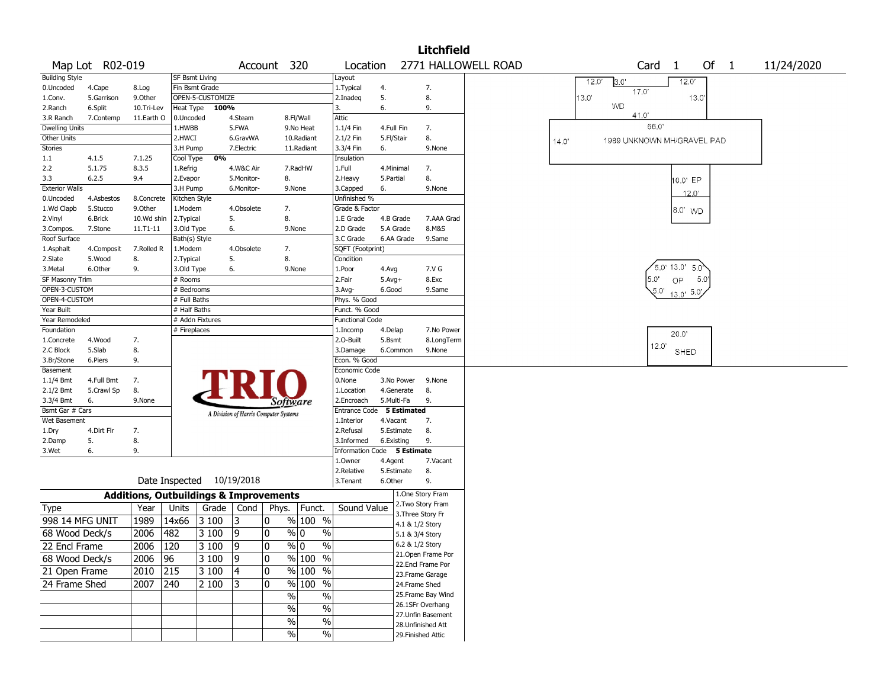# Litchfield

Map Lot R02-019 | Account 320 | Location 2771 HALLOWELL ROAD | Card 1 Of 1 | 11/24/2020

| Building Style | | | SF Bsmt Living | | | Layout | | |
|---|---|---|---|---|---|---|---|---|
| 0.Uncoded | 4.Cape | 8.Log | Fin Bsmt Grade | | | 1.Typical | 4. | 7. |
| 1.Conv. | 5.Garrison | 9.Other | OPEN-5-CUSTOMIZE | | | 2.Inadeq | 5. | 8. |
| 2.Ranch | 6.Split | 10.Tri-Lev | Heat Type 100% | | | 3. | 6. | 9. |
| 3.R Ranch | 7.Contemp | 11.Earth O | 0.Uncoded | 4.Steam | 8.Fl/Wall | Attic | | |
| Dwelling Units | | | 1.HWBB | 5.FWA | 9.No Heat | 1.1/4 Fin | 4.Full Fin | 7. |
| Other Units | | | 2.HWCI | 6.GravWA | 10.Radiant | 2.1/2 Fin | 5.Fl/Stair | 8. |
| Stories | | | 3.H Pump | 7.Electric | 11.Radiant | 3.3/4 Fin | 6. | 9.None |
| 1.1 | 4.1.5 | 7.1.25 | Cool Type 0% | | | Insulation | | |
| 2.2 | 5.1.75 | 8.3.5 | 1.Refrig | 4.W&C Air | 7.RadHW | 1.Full | 4.Minimal | 7. |
| 3.3 | 6.2.5 | 9.4 | 2.Evapor | 5.Monitor- | 8. | 2.Heavy | 5.Partial | 8. |
| Exterior Walls | | | 3.H Pump | 6.Monitor- | 9.None | 3.Capped | 6. | 9.None |
| 0.Uncoded | 4.Asbestos | 8.Concrete | Kitchen Style | | | Unfinished % | | |
| 1.Wd Clapb | 5.Stucco | 9.Other | 1.Modern | 4.Obsolete | 7. | Grade & Factor | | |
| 2.Vinyl | 6.Brick | 10.Wd shin | 2.Typical | 5. | 8. | 1.E Grade | 4.B Grade | 7.AAA Grad |
| 3.Compos. | 7.Stone | 11.T1-11 | 3.Old Type | 6. | 9.None | 2.D Grade | 5.A Grade | 8.M&S |
| Roof Surface | | | Bath(s) Style | | | 3.C Grade | 6.AA Grade | 9.Same |
| 1.Asphalt | 4.Composit | 7.Rolled R | 1.Modern | 4.Obsolete | 7. | SQFT (Footprint) | | |
| 2.Slate | 5.Wood | 8. | 2.Typical | 5. | 8. | Condition | | |
| 3.Metal | 6.Other | 9. | 3.Old Type | 6. | 9.None | 1.Poor | 4.Avg | 7.V G |
| SF Masonry Trim | | | # Rooms | | | 2.Fair | 5.Avg+ | 8.Exc |
| OPEN-3-CUSTOM | | | # Bedrooms | | | 3.Avg- | 6.Good | 9.Same |
| OPEN-4-CUSTOM | | | # Full Baths | | | Phys. % Good | | |
| Year Built | | | # Half Baths | | | Funct. % Good | | |
| Year Remodeled | | | # Addn Fixtures | | | Functional Code | | |
| Foundation | | | # Fireplaces | | | 1.Incomp | 4.Delap | 7.No Power |
| 1.Concrete | 4.Wood | 7. | | | | 2.O-Built | 5.Bsmt | 8.LongTerm |
| 2.C Block | 5.Slab | 8. | | | | 3.Damage | 6.Common | 9.None |
| 3.Br/Stone | 6.Piers | 9. | | | | Econ. % Good | | |
| Basement | | | | | | Economic Code | | |
| 1.1/4 Bmt | 4.Full Bmt | 7. | | | | 0.None | 3.No Power | 9.None |
| 2.1/2 Bmt | 5.Crawl Sp | 8. | | | | 1.Location | 4.Generate | 8. |
| 3.3/4 Bmt | 6. | 9.None | | | | 2.Encroach | 5.Multi-Fa | 9. |
| Bsmt Gar # Cars | | | | | | Entrance Code 5 Estimated | | |
| Wet Basement | | | | | | 1.Interior | 4.Vacant | 7. |
| 1.Dry | 4.Dirt Flr | 7. | | | | 2.Refusal | 5.Estimate | 8. |
| 2.Damp | 5. | 8. | | | | 3.Informed | 6.Existing | 9. |
| 3.Wet | 6. | 9. | | | | Information Code 5 Estimate | | |
| | | | | | | 1.Owner | 4.Agent | 7.Vacant |
| | | | | | | 2.Relative | 5.Estimate | 8. |
| | | | Date Inspected 10/19/2018 | | | 3.Tenant | 6.Other | 9. |

TRIO Software — A Division of Harris Computer Systems

## Additions, Outbuildings & Improvements

| Type | Year | Units | Grade | Cond | Phys. | Funct. | Sound Value |
|---|---|---|---|---|---|---|---|
| 998 14 MFG UNIT | 1989 | 14x66 | 3 100 | 3 | 0 % | 100 % | |
| 68 Wood Deck/s | 2006 | 482 | 3 100 | 9 | 0 % | 0 % | |
| 22 Encl Frame | 2006 | 120 | 3 100 | 9 | 0 % | 0 % | |
| 68 Wood Deck/s | 2006 | 96 | 3 100 | 9 | 0 % | 100 % | |
| 21 Open Frame | 2010 | 215 | 3 100 | 4 | 0 % | 100 % | |
| 24 Frame Shed | 2007 | 240 | 2 100 | 3 | 0 % | 100 % | |
| | | | | | % | % | |
| | | | | | % | % | |
| | | | | | % | % | |
| | | | | | % | % | |

1.One Story Fram
2.Two Story Fram
3.Three Story Fr
4.1 & 1/2 Story
5.1 & 3/4 Story
6.2 & 1/2 Story
21.Open Frame Por
22.Encl Frame Por
23.Frame Garage
24.Frame Shed
25.Frame Bay Wind
26.1SFr Overhang
27.Unfin Basement
28.Unfinished Att
29.Finished Attic

Sketch labels: 12.0' 3.0' 12.0' 17.0' 13.0' 13.0' WD 41.0' 66.0' 14.0' 1989 UNKNOWN MH/GRAVEL PAD; 10.0' EP 12.0' 8.0' WD; 5.0' 13.0' 5.0' 5.0' OP 5.0' 5.0' 13.0' 5.0'; 20.0' 12.0' SHED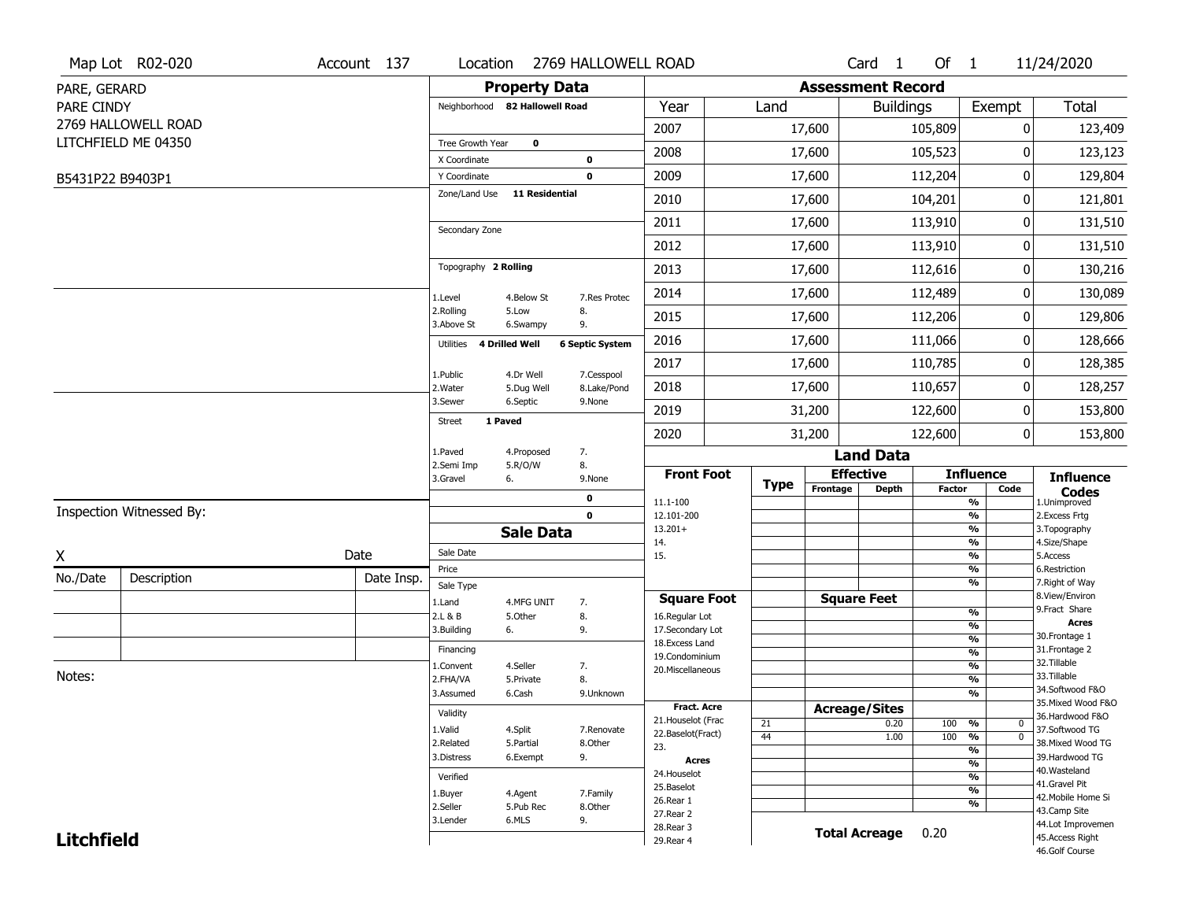Map Lot R02-020 | Account 137 | Location 2769 HALLOWELL ROAD | Card 1 Of 1 | 11/24/2020

PARE, GERARD
PARE CINDY
2769 HALLOWELL ROAD
LITCHFIELD ME 04350

B5431P22 B9403P1

## Property Data

Neighborhood **82 Hallowell Road**

Tree Growth Year **0**
X Coordinate **0**
Y Coordinate **0**
Zone/Land Use **11 Residential**

Secondary Zone

Topography **2 Rolling**

1.Level 4.Below St 7.Res Protec
2.Rolling 5.Low 8.
3.Above St 6.Swampy 9.

Utilities **4 Drilled Well** **6 Septic System**

1.Public 4.Dr Well 7.Cesspool
2.Water 5.Dug Well 8.Lake/Pond
3.Sewer 6.Septic 9.None

Street **1 Paved**

1.Paved 4.Proposed 7.
2.Semi Imp 5.R/O/W 8.
3.Gravel 6. 9.None

0
0

## Sale Data

Sale Date
Price
Sale Type
1.Land 4.MFG UNIT 7.
2.L & B 5.Other 8.
3.Building 6. 9.

Financing
1.Convent 4.Seller 7.
2.FHA/VA 5.Private 8.
3.Assumed 6.Cash 9.Unknown

Validity
1.Valid 4.Split 7.Renovate
2.Related 5.Partial 8.Other
3.Distress 6.Exempt 9.

Verified
1.Buyer 4.Agent 7.Family
2.Seller 5.Pub Rec 8.Other
3.Lender 6.MLS 9.

## Assessment Record

| Year | Land | Buildings | Exempt | Total |
|---|---|---|---|---|
| 2007 | 17,600 | 105,809 | 0 | 123,409 |
| 2008 | 17,600 | 105,523 | 0 | 123,123 |
| 2009 | 17,600 | 112,204 | 0 | 129,804 |
| 2010 | 17,600 | 104,201 | 0 | 121,801 |
| 2011 | 17,600 | 113,910 | 0 | 131,510 |
| 2012 | 17,600 | 113,910 | 0 | 131,510 |
| 2013 | 17,600 | 112,616 | 0 | 130,216 |
| 2014 | 17,600 | 112,489 | 0 | 130,089 |
| 2015 | 17,600 | 112,206 | 0 | 129,806 |
| 2016 | 17,600 | 111,066 | 0 | 128,666 |
| 2017 | 17,600 | 110,785 | 0 | 128,385 |
| 2018 | 17,600 | 110,657 | 0 | 128,257 |
| 2019 | 31,200 | 122,600 | 0 | 153,800 |
| 2020 | 31,200 | 122,600 | 0 | 153,800 |

## Land Data

| Front Foot | Type | Effective Frontage | Effective Depth | Influence Factor | Influence Code |
|---|---|---|---|---|---|
| 11.1-100 | | | | % | |
| 12.101-200 | | | | % | |
| 13.201+ | | | | % | |
| 14. | | | | % | |
| 15. | | | | % | |
| | | | | % | |
| | | | | % | |
| **Square Foot** | | **Square Feet** | | | |
| 16.Regular Lot | | | | % | |
| 17.Secondary Lot | | | | % | |
| 18.Excess Land | | | | % | |
| 19.Condominium | | | | % | |
| 20.Miscellaneous | | | | % | |
| | | | | % | |
| | | | | % | |
| **Fract. Acre** | | **Acreage/Sites** | | | |
| 21.Houselot (Frac | 21 | | 0.20 | 100 % | 0 |
| 22.Baselot(Fract) | 44 | | 1.00 | 100 % | 0 |
| 23. | | | | % | |
| **Acres** | | | | % | |
| 24.Houselot | | | | % | |
| 25.Baselot | | | | % | |
| 26.Rear 1 | | | | % | |
| 27.Rear 2 | | | | | |
| 28.Rear 3 | | | | | |
| 29.Rear 4 | | | | | |

**Total Acreage** 0.20

**Influence Codes**
1.Unimproved
2.Excess Frtg
3.Topography
4.Size/Shape
5.Access
6.Restriction
7.Right of Way
8.View/Environ
9.Fract Share
**Acres**
30.Frontage 1
31.Frontage 2
32.Tillable
33.Tillable
34.Softwood F&O
35.Mixed Wood F&O
36.Hardwood F&O
37.Softwood TG
38.Mixed Wood TG
39.Hardwood TG
40.Wasteland
41.Gravel Pit
42.Mobile Home Si
43.Camp Site
44.Lot Improvemen
45.Access Right
46.Golf Course

Inspection Witnessed By:

X Date

| No./Date | Description | Date Insp. |
|---|---|---|
| | | |
| | | |
| | | |

Notes:

**Litchfield**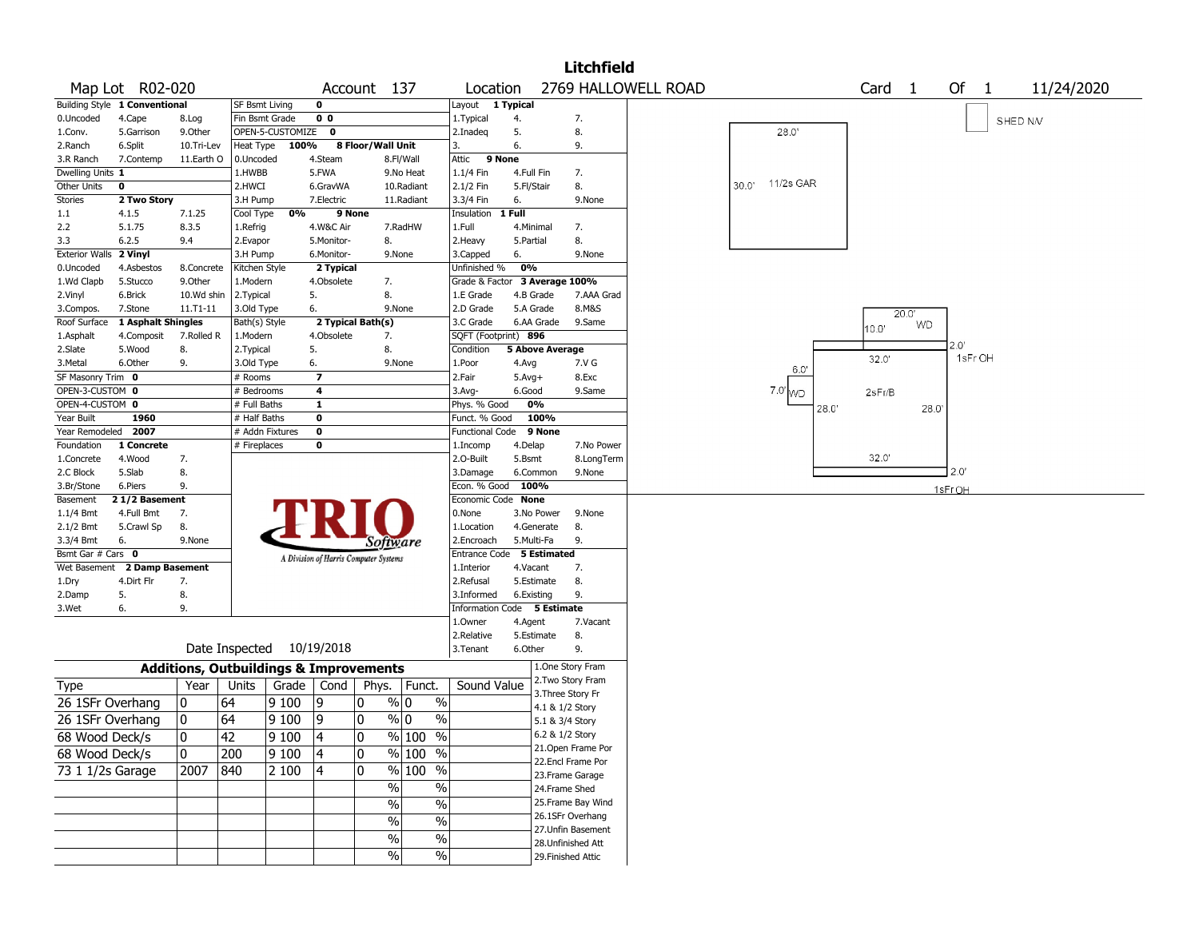# Litchfield

Map Lot R02-020 | Account 137 | Location 2769 HALLOWELL ROAD | Card 1 Of 1 | 11/24/2020

| | | |
|---|---|---|
| Building Style **1 Conventional** | | |
| 0.Uncoded | 4.Cape | 8.Log |
| 1.Conv. | 5.Garrison | 9.Other |
| 2.Ranch | 6.Split | 10.Tri-Lev |
| 3.R Ranch | 7.Contemp | 11.Earth O |
| Dwelling Units **1** | | |
| Other Units **0** | | |
| Stories **2 Two Story** | | |
| 1.1 | 4.1.5 | 7.1.25 |
| 2.2 | 5.1.75 | 8.3.5 |
| 3.3 | 6.2.5 | 9.4 |
| Exterior Walls **2 Vinyl** | | |
| 0.Uncoded | 4.Asbestos | 8.Concrete |
| 1.Wd Clapb | 5.Stucco | 9.Other |
| 2.Vinyl | 6.Brick | 10.Wd shin |
| 3.Compos. | 7.Stone | 11.T1-11 |
| Roof Surface **1 Asphalt Shingles** | | |
| 1.Asphalt | 4.Composit | 7.Rolled R |
| 2.Slate | 5.Wood | 8. |
| 3.Metal | 6.Other | 9. |
| SF Masonry Trim **0** | | |
| OPEN-3-CUSTOM **0** | | |
| OPEN-4-CUSTOM **0** | | |
| Year Built **1960** | | |
| Year Remodeled **2007** | | |
| Foundation **1 Concrete** | | |
| 1.Concrete | 4.Wood | 7. |
| 2.C Block | 5.Slab | 8. |
| 3.Br/Stone | 6.Piers | 9. |
| Basement **2 1/2 Basement** | | |
| 1.1/4 Bmt | 4.Full Bmt | 7. |
| 2.1/2 Bmt | 5.Crawl Sp | 8. |
| 3.3/4 Bmt | 6. | 9.None |
| Bsmt Gar # Cars **0** | | |
| Wet Basement **2 Damp Basement** | | |
| 1.Dry | 4.Dirt Flr | 7. |
| 2.Damp | 5. | 8. |
| 3.Wet | 6. | 9. |

| | | |
|---|---|---|
| SF Bsmt Living **0** | | |
| Fin Bsmt Grade **0 0** | | |
| OPEN-5-CUSTOMIZE **0** | | |
| Heat Type **100%** | **8 Floor/Wall Unit** | |
| 0.Uncoded | 4.Steam | 8.Fl/Wall |
| 1.HWBB | 5.FWA | 9.No Heat |
| 2.HWCI | 6.GravWA | 10.Radiant |
| 3.H Pump | 7.Electric | 11.Radiant |
| Cool Type **0%** | **9 None** | |
| 1.Refrig | 4.W&C Air | 7.RadHW |
| 2.Evapor | 5.Monitor- | 8. |
| 3.H Pump | 6.Monitor- | 9.None |
| Kitchen Style | **2 Typical** | |
| 1.Modern | 4.Obsolete | 7. |
| 2.Typical | 5. | 8. |
| 3.Old Type | 6. | 9.None |
| Bath(s) Style | **2 Typical Bath(s)** | |
| 1.Modern | 4.Obsolete | 7. |
| 2.Typical | 5. | 8. |
| 3.Old Type | 6. | 9.None |
| # Rooms **7** | | |
| # Bedrooms **4** | | |
| # Full Baths **1** | | |
| # Half Baths **0** | | |
| # Addn Fixtures **0** | | |
| # Fireplaces **0** | | |

TRIO Software — A Division of Harris Computer Systems

| | | |
|---|---|---|
| Layout **1 Typical** | | |
| 1.Typical | 4. | 7. |
| 2.Inadeq | 5. | 8. |
| 3. | 6. | 9. |
| Attic **9 None** | | |
| 1.1/4 Fin | 4.Full Fin | 7. |
| 2.1/2 Fin | 5.Fl/Stair | 8. |
| 3.3/4 Fin | 6. | 9.None |
| Insulation **1 Full** | | |
| 1.Full | 4.Minimal | 7. |
| 2.Heavy | 5.Partial | 8. |
| 3.Capped | 6. | 9.None |
| Unfinished % **0%** | | |
| Grade & Factor **3 Average 100%** | | |
| 1.E Grade | 4.B Grade | 7.AAA Grad |
| 2.D Grade | 5.A Grade | 8.M&S |
| 3.C Grade | 6.AA Grade | 9.Same |
| SQFT (Footprint) **896** | | |
| Condition **5 Above Average** | | |
| 1.Poor | 4.Avg | 7.V G |
| 2.Fair | 5.Avg+ | 8.Exc |
| 3.Avg- | 6.Good | 9.Same |
| Phys. % Good **0%** | | |
| Funct. % Good **100%** | | |
| Functional Code **9 None** | | |
| 1.Incomp | 4.Delap | 7.No Power |
| 2.O-Built | 5.Bsmt | 8.LongTerm |
| 3.Damage | 6.Common | 9.None |
| Econ. % Good **100%** | | |
| Economic Code **None** | | |
| 0.None | 3.No Power | 9.None |
| 1.Location | 4.Generate | 8. |
| 2.Encroach | 5.Multi-Fa | 9. |
| Entrance Code **5 Estimated** | | |
| 1.Interior | 4.Vacant | 7. |
| 2.Refusal | 5.Estimate | 8. |
| 3.Informed | 6.Existing | 9. |
| Information Code **5 Estimate** | | |
| 1.Owner | 4.Agent | 7.Vacant |
| 2.Relative | 5.Estimate | 8. |
| 3.Tenant | 6.Other | 9. |

Date Inspected 10/19/2018

## Additions, Outbuildings & Improvements

| Type | Year | Units | Grade | Cond | Phys. | Funct. | Sound Value |
|---|---|---|---|---|---|---|---|
| 26 1SFr Overhang | 0 | 64 | 9 100 | 9 | 0 % | 0 % | |
| 26 1SFr Overhang | 0 | 64 | 9 100 | 9 | 0 % | 0 % | |
| 68 Wood Deck/s | 0 | 42 | 9 100 | 4 | 0 % | 100 % | |
| 68 Wood Deck/s | 0 | 200 | 9 100 | 4 | 0 % | 100 % | |
| 73 1 1/2s Garage | 2007 | 840 | 2 100 | 4 | 0 % | 100 % | |
| | | | | | % | % | |
| | | | | | % | % | |
| | | | | | % | % | |
| | | | | | % | % | |
| | | | | | % | % | |

1.One Story Fram
2.Two Story Fram
3.Three Story Fr
4.1 & 1/2 Story
5.1 & 3/4 Story
6.2 & 1/2 Story
21.Open Frame Por
22.Encl Frame Por
23.Frame Garage
24.Frame Shed
25.Frame Bay Wind
26.1SFr Overhang
27.Unfin Basement
28.Unfinished Att
29.Finished Attic

SHED N/V
28.0'
30.0'
11/2s GAR
20.0'
10.0'
WD
2.0'
32.0'
1sFr OH
6.0'
7.0'
WD
2sFr/B
28.0'
28.0'
32.0'
2.0'
1sFr OH